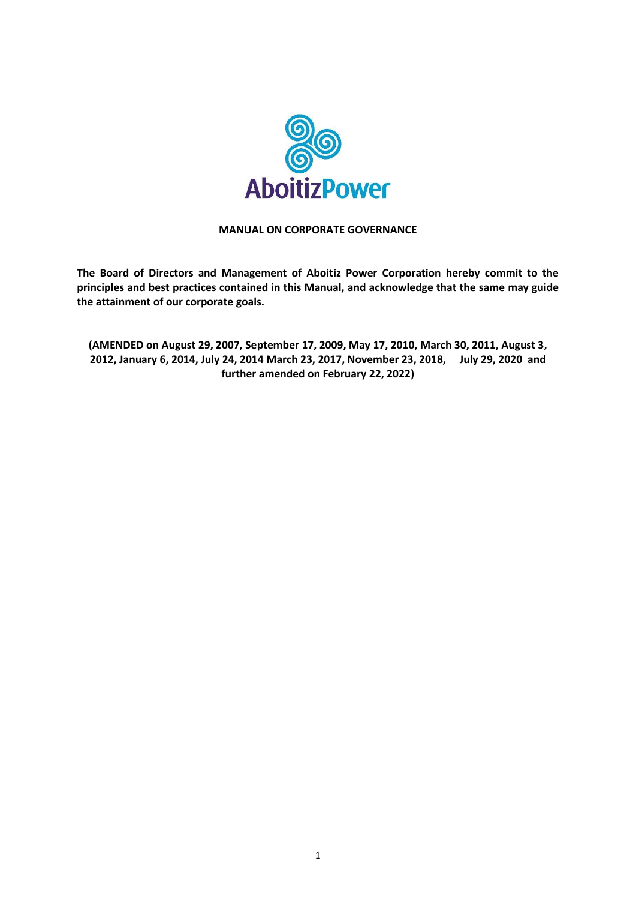# MANUAL ON CORPORATE GOVERNANCE

**The Board of Directors and Management of Aboitiz Power Corporation hereby commit to the principles and best practices contained in this Manual, and acknowledge that the same may guide the attainment of our corporate goals.**

**(AMENDED on August 29, 2007, September 17, 2009, May 17, 2010, March 30, 2011, August 3, 2012, January 6, 2014, July 24, 2014 March 23, 2017, November 23, 2018, July 29, 2020 and further amended on February 22, 2022)**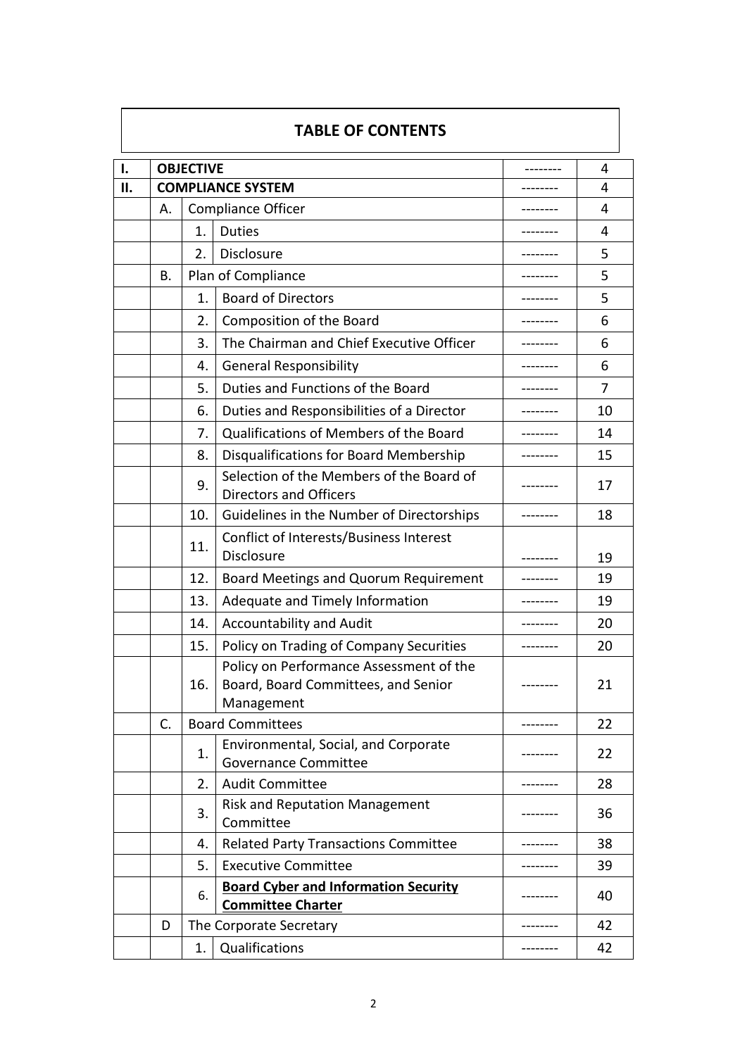# TABLE OF CONTENTS

| | | | | | |
|---|---|---|---|---|---|
| I. | **OBJECTIVE** | | | -------- | 4 |
| II. | **COMPLIANCE SYSTEM** | | | -------- | 4 |
| | A. | Compliance Officer | | -------- | 4 |
| | | 1. | Duties | -------- | 4 |
| | | 2. | Disclosure | -------- | 5 |
| | B. | Plan of Compliance | | -------- | 5 |
| | | 1. | Board of Directors | -------- | 5 |
| | | 2. | Composition of the Board | -------- | 6 |
| | | 3. | The Chairman and Chief Executive Officer | -------- | 6 |
| | | 4. | General Responsibility | -------- | 6 |
| | | 5. | Duties and Functions of the Board | -------- | 7 |
| | | 6. | Duties and Responsibilities of a Director | -------- | 10 |
| | | 7. | Qualifications of Members of the Board | -------- | 14 |
| | | 8. | Disqualifications for Board Membership | -------- | 15 |
| | | 9. | Selection of the Members of the Board of Directors and Officers | -------- | 17 |
| | | 10. | Guidelines in the Number of Directorships | -------- | 18 |
| | | 11. | Conflict of Interests/Business Interest Disclosure | -------- | 19 |
| | | 12. | Board Meetings and Quorum Requirement | -------- | 19 |
| | | 13. | Adequate and Timely Information | -------- | 19 |
| | | 14. | Accountability and Audit | -------- | 20 |
| | | 15. | Policy on Trading of Company Securities | -------- | 20 |
| | | 16. | Policy on Performance Assessment of the Board, Board Committees, and Senior Management | -------- | 21 |
| | C. | Board Committees | | -------- | 22 |
| | | 1. | Environmental, Social, and Corporate Governance Committee | -------- | 22 |
| | | 2. | Audit Committee | -------- | 28 |
| | | 3. | Risk and Reputation Management Committee | -------- | 36 |
| | | 4. | Related Party Transactions Committee | -------- | 38 |
| | | 5. | Executive Committee | -------- | 39 |
| | | 6. | **Board Cyber and Information Security Committee Charter** | -------- | 40 |
| | D | The Corporate Secretary | | -------- | 42 |
| | | 1. | Qualifications | -------- | 42 |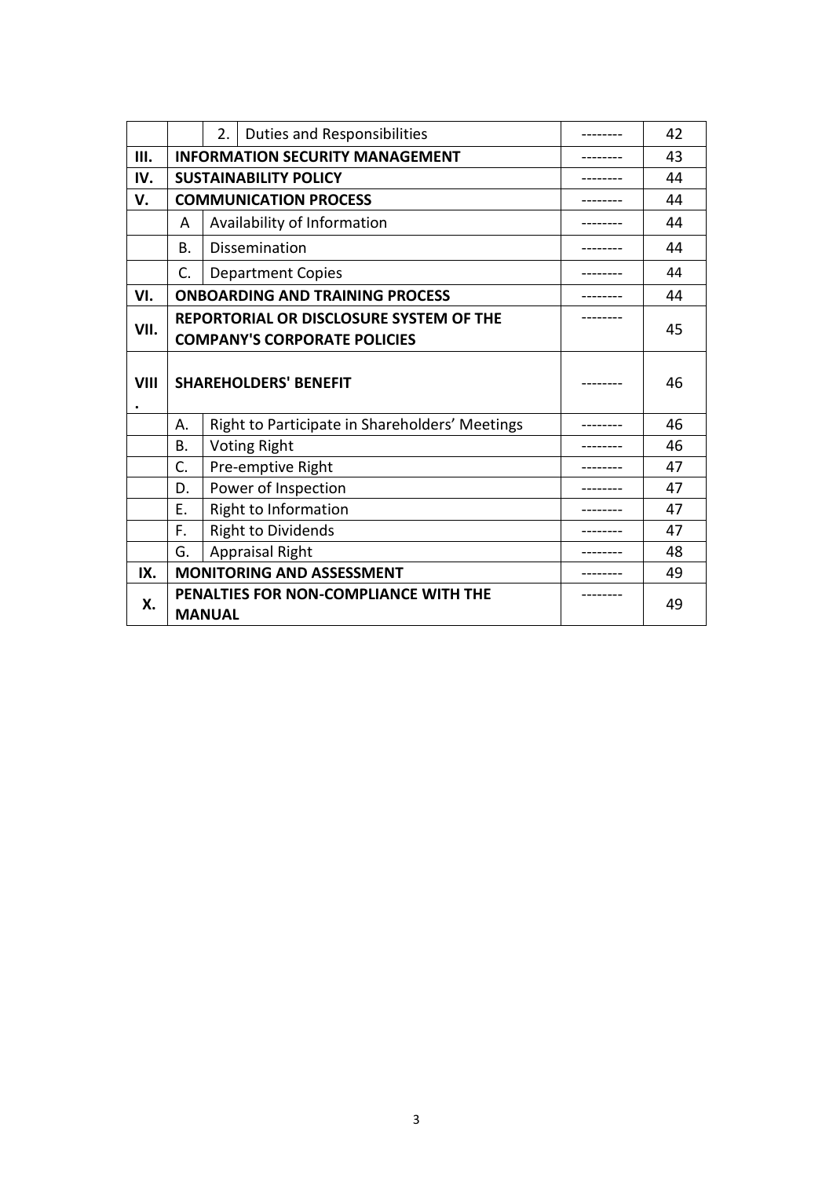| | | | | |
|---|---|---|---|---|
| | | 2. Duties and Responsibilities | -------- | 42 |
| **III.** | **INFORMATION SECURITY MANAGEMENT** | | -------- | 43 |
| **IV.** | **SUSTAINABILITY POLICY** | | -------- | 44 |
| **V.** | **COMMUNICATION PROCESS** | | -------- | 44 |
| | A | Availability of Information | -------- | 44 |
| | B. | Dissemination | -------- | 44 |
| | C. | Department Copies | -------- | 44 |
| **VI.** | **ONBOARDING AND TRAINING PROCESS** | | -------- | 44 |
| **VII.** | **REPORTORIAL OR DISCLOSURE SYSTEM OF THE COMPANY'S CORPORATE POLICIES** | | -------- | 45 |
| **VIII.** | **SHAREHOLDERS' BENEFIT** | | -------- | 46 |
| | A. | Right to Participate in Shareholders' Meetings | -------- | 46 |
| | B. | Voting Right | -------- | 46 |
| | C. | Pre-emptive Right | -------- | 47 |
| | D. | Power of Inspection | -------- | 47 |
| | E. | Right to Information | -------- | 47 |
| | F. | Right to Dividends | -------- | 47 |
| | G. | Appraisal Right | -------- | 48 |
| **IX.** | **MONITORING AND ASSESSMENT** | | -------- | 49 |
| **X.** | **PENALTIES FOR NON-COMPLIANCE WITH THE MANUAL** | | -------- | 49 |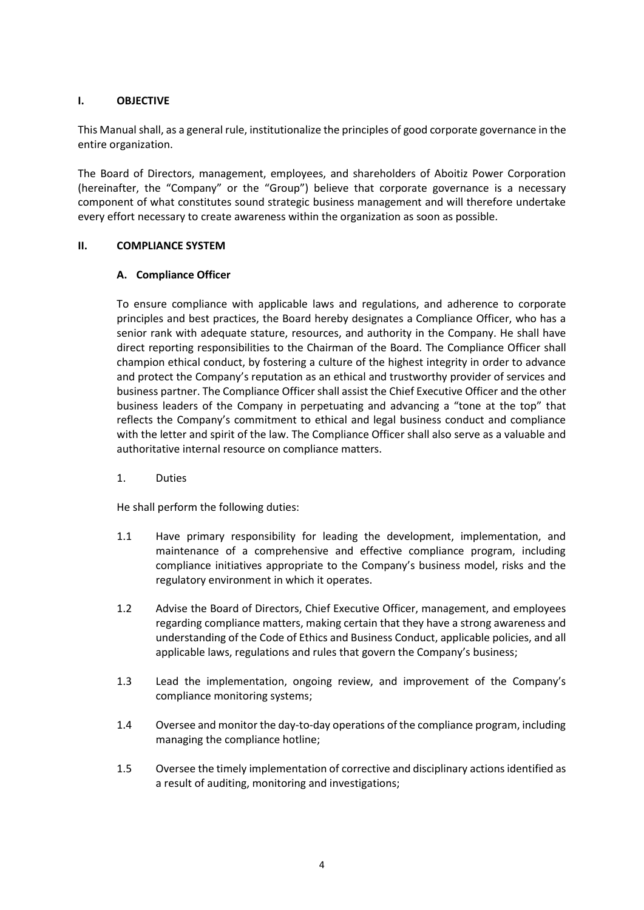## I. OBJECTIVE

This Manual shall, as a general rule, institutionalize the principles of good corporate governance in the entire organization.

The Board of Directors, management, employees, and shareholders of Aboitiz Power Corporation (hereinafter, the "Company" or the "Group") believe that corporate governance is a necessary component of what constitutes sound strategic business management and will therefore undertake every effort necessary to create awareness within the organization as soon as possible.

## II. COMPLIANCE SYSTEM

### A. Compliance Officer

To ensure compliance with applicable laws and regulations, and adherence to corporate principles and best practices, the Board hereby designates a Compliance Officer, who has a senior rank with adequate stature, resources, and authority in the Company. He shall have direct reporting responsibilities to the Chairman of the Board. The Compliance Officer shall champion ethical conduct, by fostering a culture of the highest integrity in order to advance and protect the Company's reputation as an ethical and trustworthy provider of services and business partner. The Compliance Officer shall assist the Chief Executive Officer and the other business leaders of the Company in perpetuating and advancing a "tone at the top" that reflects the Company's commitment to ethical and legal business conduct and compliance with the letter and spirit of the law. The Compliance Officer shall also serve as a valuable and authoritative internal resource on compliance matters.

1. Duties

He shall perform the following duties:

1.1 Have primary responsibility for leading the development, implementation, and maintenance of a comprehensive and effective compliance program, including compliance initiatives appropriate to the Company's business model, risks and the regulatory environment in which it operates.

1.2 Advise the Board of Directors, Chief Executive Officer, management, and employees regarding compliance matters, making certain that they have a strong awareness and understanding of the Code of Ethics and Business Conduct, applicable policies, and all applicable laws, regulations and rules that govern the Company's business;

1.3 Lead the implementation, ongoing review, and improvement of the Company's compliance monitoring systems;

1.4 Oversee and monitor the day-to-day operations of the compliance program, including managing the compliance hotline;

1.5 Oversee the timely implementation of corrective and disciplinary actions identified as a result of auditing, monitoring and investigations;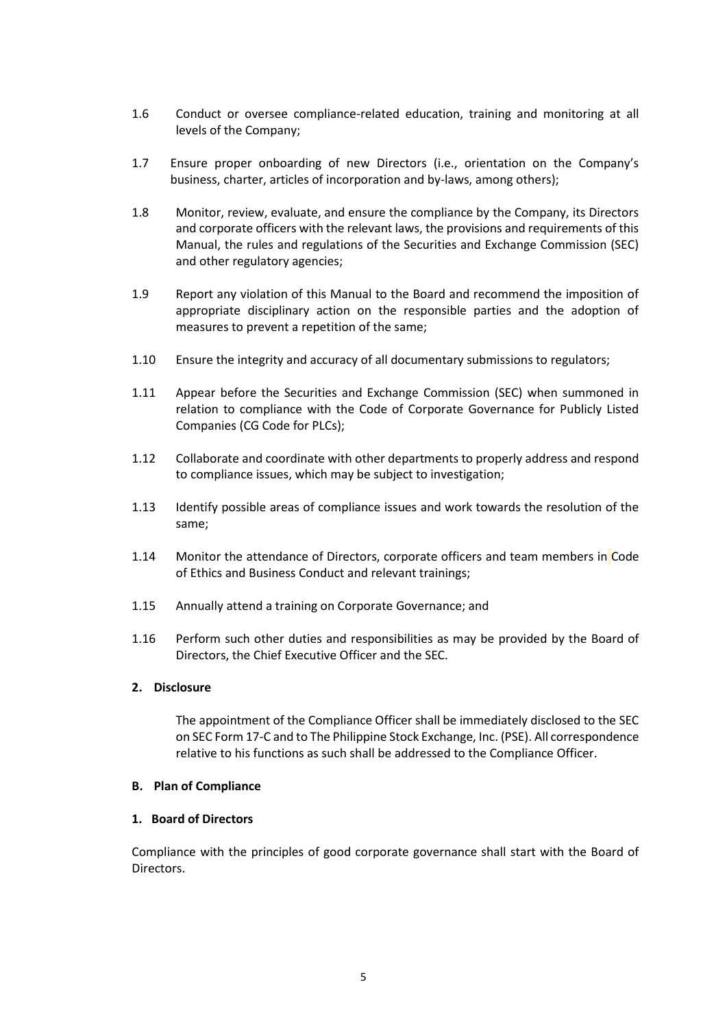1.6 Conduct or oversee compliance-related education, training and monitoring at all levels of the Company;

1.7 Ensure proper onboarding of new Directors (i.e., orientation on the Company's business, charter, articles of incorporation and by-laws, among others);

1.8 Monitor, review, evaluate, and ensure the compliance by the Company, its Directors and corporate officers with the relevant laws, the provisions and requirements of this Manual, the rules and regulations of the Securities and Exchange Commission (SEC) and other regulatory agencies;

1.9 Report any violation of this Manual to the Board and recommend the imposition of appropriate disciplinary action on the responsible parties and the adoption of measures to prevent a repetition of the same;

1.10 Ensure the integrity and accuracy of all documentary submissions to regulators;

1.11 Appear before the Securities and Exchange Commission (SEC) when summoned in relation to compliance with the Code of Corporate Governance for Publicly Listed Companies (CG Code for PLCs);

1.12 Collaborate and coordinate with other departments to properly address and respond to compliance issues, which may be subject to investigation;

1.13 Identify possible areas of compliance issues and work towards the resolution of the same;

1.14 Monitor the attendance of Directors, corporate officers and team members in Code of Ethics and Business Conduct and relevant trainings;

1.15 Annually attend a training on Corporate Governance; and

1.16 Perform such other duties and responsibilities as may be provided by the Board of Directors, the Chief Executive Officer and the SEC.

**2. Disclosure**

The appointment of the Compliance Officer shall be immediately disclosed to the SEC on SEC Form 17-C and to The Philippine Stock Exchange, Inc. (PSE). All correspondence relative to his functions as such shall be addressed to the Compliance Officer.

**B. Plan of Compliance**

**1. Board of Directors**

Compliance with the principles of good corporate governance shall start with the Board of Directors.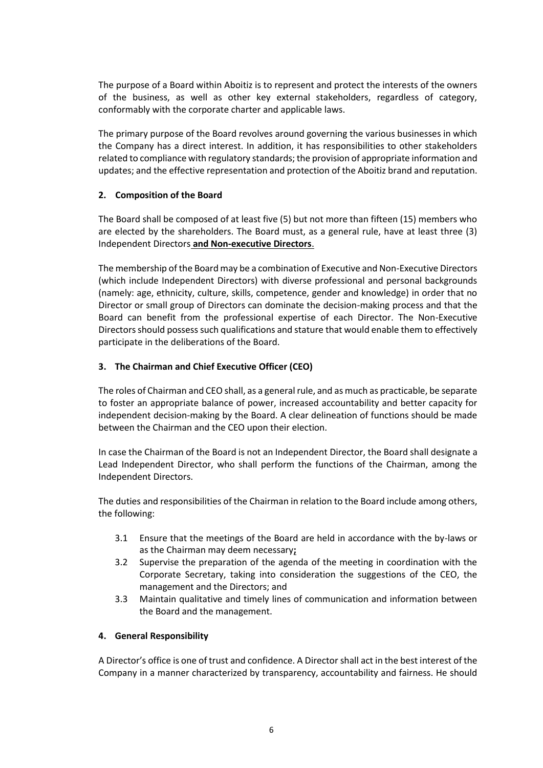The purpose of a Board within Aboitiz is to represent and protect the interests of the owners of the business, as well as other key external stakeholders, regardless of category, conformably with the corporate charter and applicable laws.

The primary purpose of the Board revolves around governing the various businesses in which the Company has a direct interest. In addition, it has responsibilities to other stakeholders related to compliance with regulatory standards; the provision of appropriate information and updates; and the effective representation and protection of the Aboitiz brand and reputation.

## 2. Composition of the Board

The Board shall be composed of at least five (5) but not more than fifteen (15) members who are elected by the shareholders. The Board must, as a general rule, have at least three (3) Independent Directors **and Non-executive Directors**.

The membership of the Board may be a combination of Executive and Non-Executive Directors (which include Independent Directors) with diverse professional and personal backgrounds (namely: age, ethnicity, culture, skills, competence, gender and knowledge) in order that no Director or small group of Directors can dominate the decision-making process and that the Board can benefit from the professional expertise of each Director. The Non-Executive Directors should possess such qualifications and stature that would enable them to effectively participate in the deliberations of the Board.

## 3. The Chairman and Chief Executive Officer (CEO)

The roles of Chairman and CEO shall, as a general rule, and as much as practicable, be separate to foster an appropriate balance of power, increased accountability and better capacity for independent decision-making by the Board. A clear delineation of functions should be made between the Chairman and the CEO upon their election.

In case the Chairman of the Board is not an Independent Director, the Board shall designate a Lead Independent Director, who shall perform the functions of the Chairman, among the Independent Directors.

The duties and responsibilities of the Chairman in relation to the Board include among others, the following:

3.1 Ensure that the meetings of the Board are held in accordance with the by-laws or as the Chairman may deem necessary**;**

3.2 Supervise the preparation of the agenda of the meeting in coordination with the Corporate Secretary, taking into consideration the suggestions of the CEO, the management and the Directors; and

3.3 Maintain qualitative and timely lines of communication and information between the Board and the management.

## 4. General Responsibility

A Director's office is one of trust and confidence. A Director shall act in the best interest of the Company in a manner characterized by transparency, accountability and fairness. He should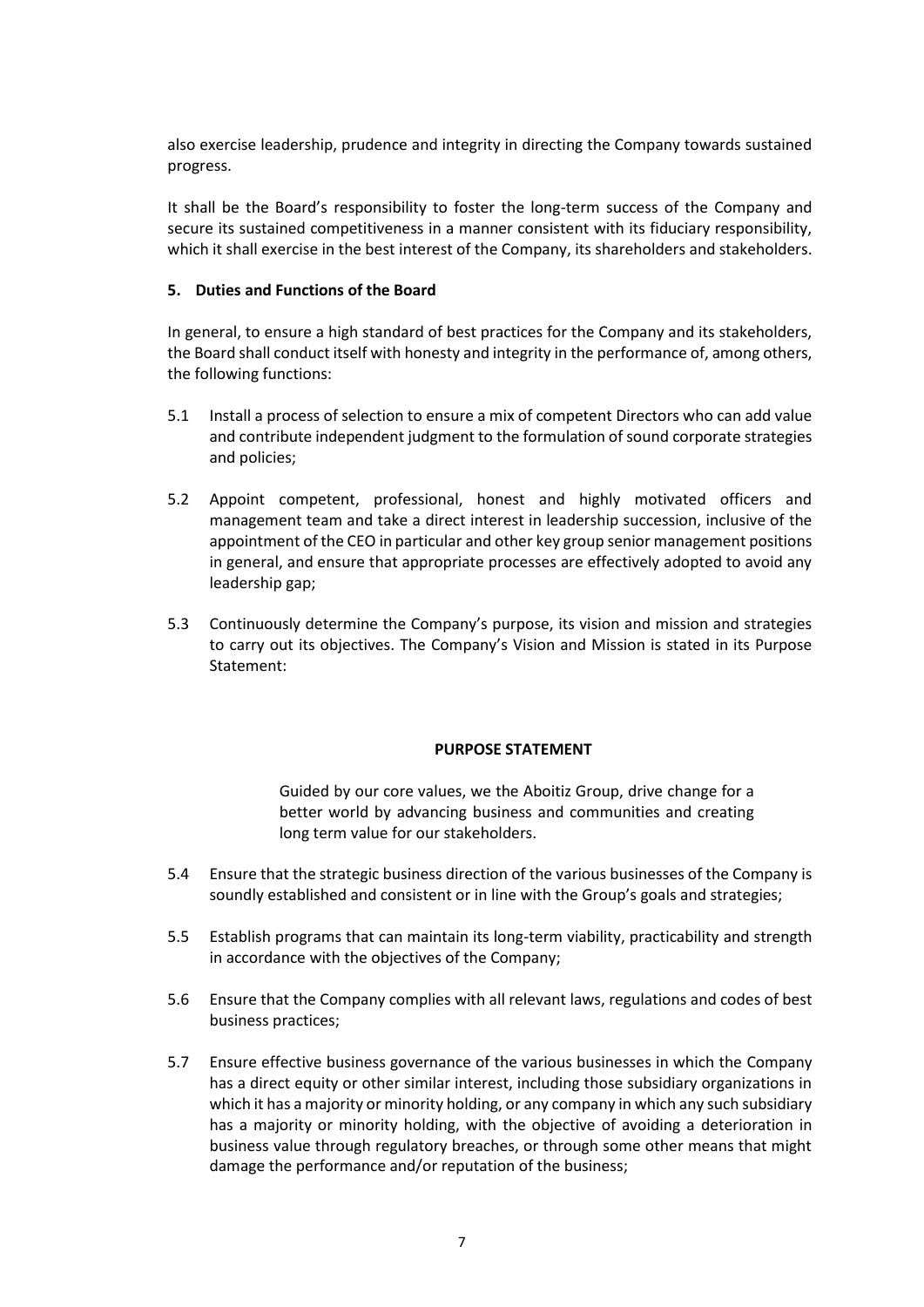also exercise leadership, prudence and integrity in directing the Company towards sustained progress.

It shall be the Board's responsibility to foster the long-term success of the Company and secure its sustained competitiveness in a manner consistent with its fiduciary responsibility, which it shall exercise in the best interest of the Company, its shareholders and stakeholders.

**5. Duties and Functions of the Board**

In general, to ensure a high standard of best practices for the Company and its stakeholders, the Board shall conduct itself with honesty and integrity in the performance of, among others, the following functions:

5.1 Install a process of selection to ensure a mix of competent Directors who can add value and contribute independent judgment to the formulation of sound corporate strategies and policies;

5.2 Appoint competent, professional, honest and highly motivated officers and management team and take a direct interest in leadership succession, inclusive of the appointment of the CEO in particular and other key group senior management positions in general, and ensure that appropriate processes are effectively adopted to avoid any leadership gap;

5.3 Continuously determine the Company's purpose, its vision and mission and strategies to carry out its objectives. The Company's Vision and Mission is stated in its Purpose Statement:

**PURPOSE STATEMENT**

> Guided by our core values, we the Aboitiz Group, drive change for a better world by advancing business and communities and creating long term value for our stakeholders.

5.4 Ensure that the strategic business direction of the various businesses of the Company is soundly established and consistent or in line with the Group's goals and strategies;

5.5 Establish programs that can maintain its long-term viability, practicability and strength in accordance with the objectives of the Company;

5.6 Ensure that the Company complies with all relevant laws, regulations and codes of best business practices;

5.7 Ensure effective business governance of the various businesses in which the Company has a direct equity or other similar interest, including those subsidiary organizations in which it has a majority or minority holding, or any company in which any such subsidiary has a majority or minority holding, with the objective of avoiding a deterioration in business value through regulatory breaches, or through some other means that might damage the performance and/or reputation of the business;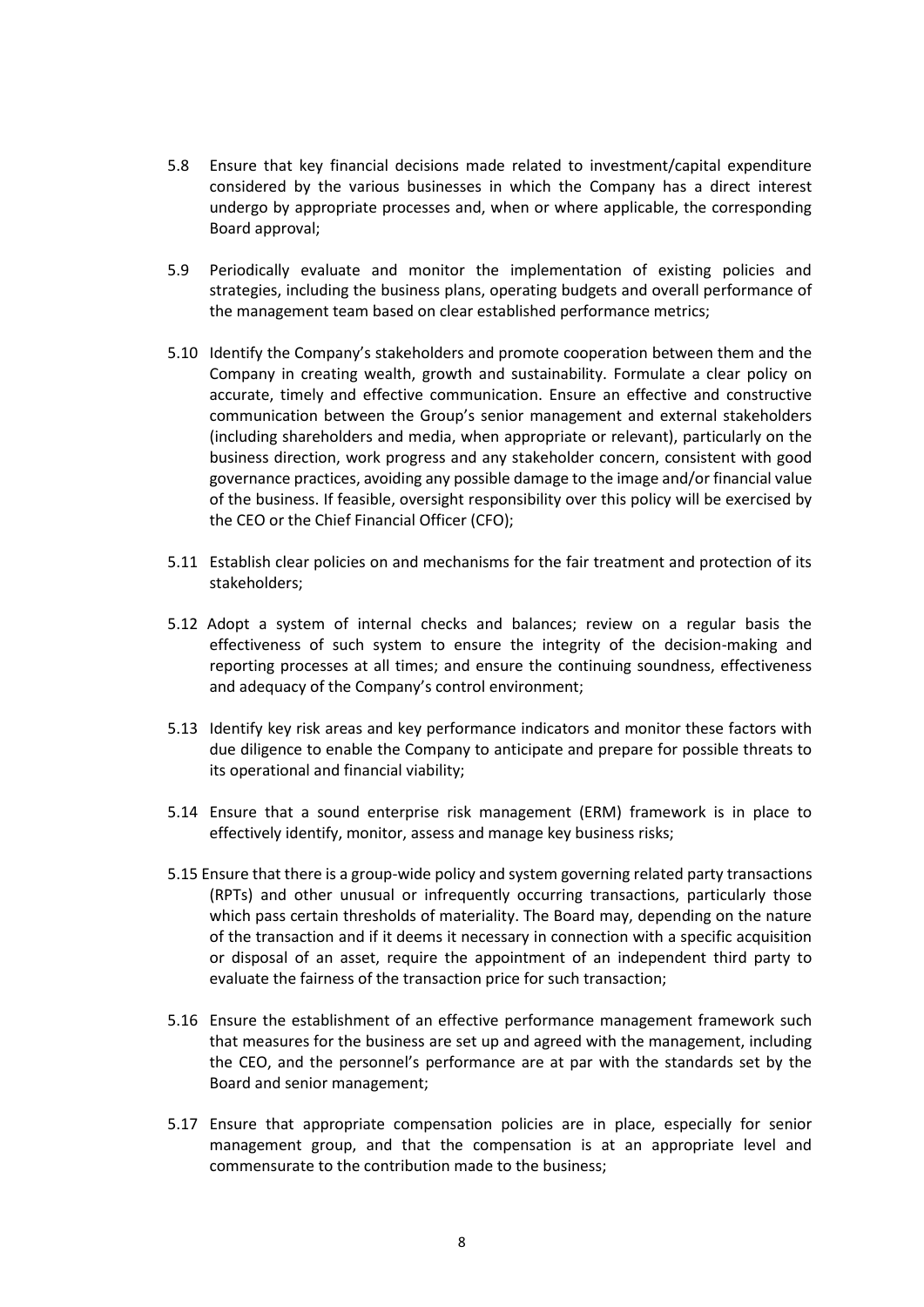5.8 Ensure that key financial decisions made related to investment/capital expenditure considered by the various businesses in which the Company has a direct interest undergo by appropriate processes and, when or where applicable, the corresponding Board approval;

5.9 Periodically evaluate and monitor the implementation of existing policies and strategies, including the business plans, operating budgets and overall performance of the management team based on clear established performance metrics;

5.10 Identify the Company's stakeholders and promote cooperation between them and the Company in creating wealth, growth and sustainability. Formulate a clear policy on accurate, timely and effective communication. Ensure an effective and constructive communication between the Group's senior management and external stakeholders (including shareholders and media, when appropriate or relevant), particularly on the business direction, work progress and any stakeholder concern, consistent with good governance practices, avoiding any possible damage to the image and/or financial value of the business. If feasible, oversight responsibility over this policy will be exercised by the CEO or the Chief Financial Officer (CFO);

5.11 Establish clear policies on and mechanisms for the fair treatment and protection of its stakeholders;

5.12 Adopt a system of internal checks and balances; review on a regular basis the effectiveness of such system to ensure the integrity of the decision-making and reporting processes at all times; and ensure the continuing soundness, effectiveness and adequacy of the Company's control environment;

5.13 Identify key risk areas and key performance indicators and monitor these factors with due diligence to enable the Company to anticipate and prepare for possible threats to its operational and financial viability;

5.14 Ensure that a sound enterprise risk management (ERM) framework is in place to effectively identify, monitor, assess and manage key business risks;

5.15 Ensure that there is a group-wide policy and system governing related party transactions (RPTs) and other unusual or infrequently occurring transactions, particularly those which pass certain thresholds of materiality. The Board may, depending on the nature of the transaction and if it deems it necessary in connection with a specific acquisition or disposal of an asset, require the appointment of an independent third party to evaluate the fairness of the transaction price for such transaction;

5.16 Ensure the establishment of an effective performance management framework such that measures for the business are set up and agreed with the management, including the CEO, and the personnel's performance are at par with the standards set by the Board and senior management;

5.17 Ensure that appropriate compensation policies are in place, especially for senior management group, and that the compensation is at an appropriate level and commensurate to the contribution made to the business;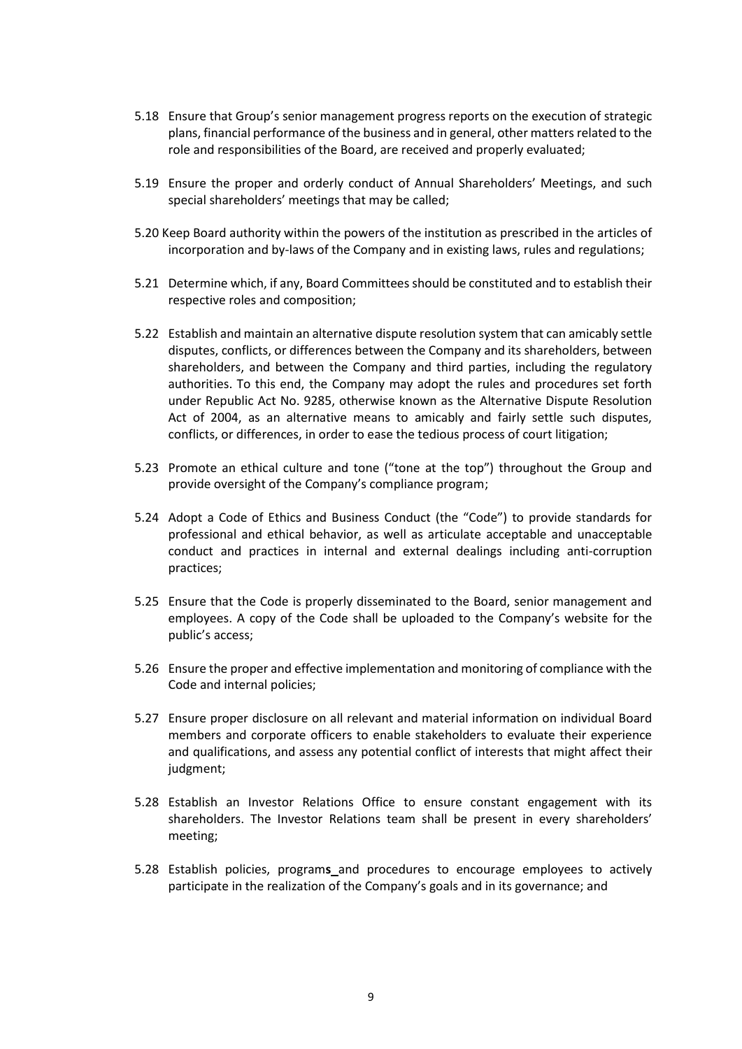5.18 Ensure that Group's senior management progress reports on the execution of strategic plans, financial performance of the business and in general, other matters related to the role and responsibilities of the Board, are received and properly evaluated;

5.19 Ensure the proper and orderly conduct of Annual Shareholders' Meetings, and such special shareholders' meetings that may be called;

5.20 Keep Board authority within the powers of the institution as prescribed in the articles of incorporation and by-laws of the Company and in existing laws, rules and regulations;

5.21 Determine which, if any, Board Committees should be constituted and to establish their respective roles and composition;

5.22 Establish and maintain an alternative dispute resolution system that can amicably settle disputes, conflicts, or differences between the Company and its shareholders, between shareholders, and between the Company and third parties, including the regulatory authorities. To this end, the Company may adopt the rules and procedures set forth under Republic Act No. 9285, otherwise known as the Alternative Dispute Resolution Act of 2004, as an alternative means to amicably and fairly settle such disputes, conflicts, or differences, in order to ease the tedious process of court litigation;

5.23 Promote an ethical culture and tone ("tone at the top") throughout the Group and provide oversight of the Company's compliance program;

5.24 Adopt a Code of Ethics and Business Conduct (the "Code") to provide standards for professional and ethical behavior, as well as articulate acceptable and unacceptable conduct and practices in internal and external dealings including anti-corruption practices;

5.25 Ensure that the Code is properly disseminated to the Board, senior management and employees. A copy of the Code shall be uploaded to the Company's website for the public's access;

5.26 Ensure the proper and effective implementation and monitoring of compliance with the Code and internal policies;

5.27 Ensure proper disclosure on all relevant and material information on individual Board members and corporate officers to enable stakeholders to evaluate their experience and qualifications, and assess any potential conflict of interests that might affect their judgment;

5.28 Establish an Investor Relations Office to ensure constant engagement with its shareholders. The Investor Relations team shall be present in every shareholders' meeting;

5.28 Establish policies, programs and procedures to encourage employees to actively participate in the realization of the Company's goals and in its governance; and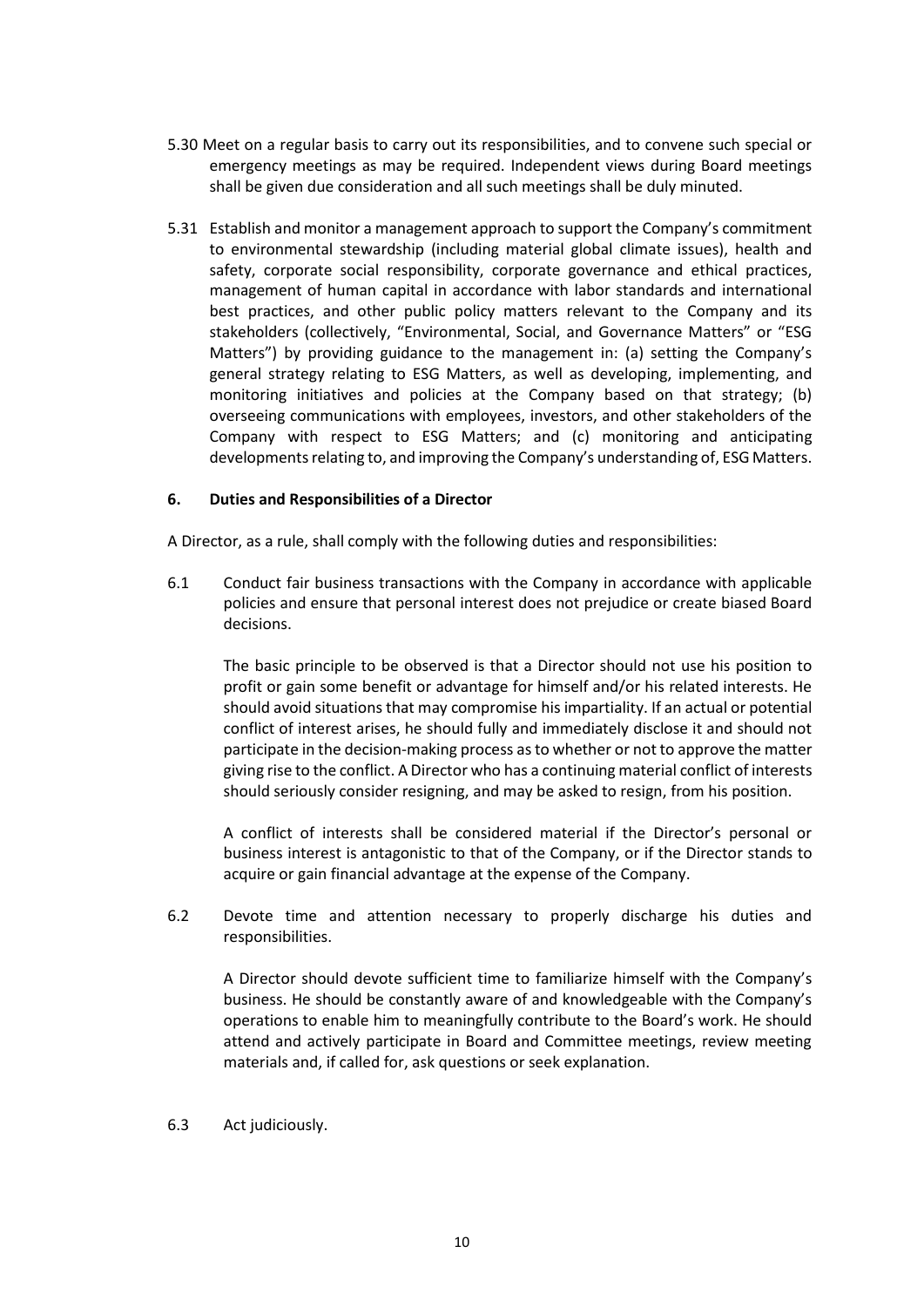5.30 Meet on a regular basis to carry out its responsibilities, and to convene such special or emergency meetings as may be required. Independent views during Board meetings shall be given due consideration and all such meetings shall be duly minuted.

5.31 Establish and monitor a management approach to support the Company's commitment to environmental stewardship (including material global climate issues), health and safety, corporate social responsibility, corporate governance and ethical practices, management of human capital in accordance with labor standards and international best practices, and other public policy matters relevant to the Company and its stakeholders (collectively, "Environmental, Social, and Governance Matters" or "ESG Matters") by providing guidance to the management in: (a) setting the Company's general strategy relating to ESG Matters, as well as developing, implementing, and monitoring initiatives and policies at the Company based on that strategy; (b) overseeing communications with employees, investors, and other stakeholders of the Company with respect to ESG Matters; and (c) monitoring and anticipating developments relating to, and improving the Company's understanding of, ESG Matters.

## 6. Duties and Responsibilities of a Director

A Director, as a rule, shall comply with the following duties and responsibilities:

6.1 Conduct fair business transactions with the Company in accordance with applicable policies and ensure that personal interest does not prejudice or create biased Board decisions.

The basic principle to be observed is that a Director should not use his position to profit or gain some benefit or advantage for himself and/or his related interests. He should avoid situations that may compromise his impartiality. If an actual or potential conflict of interest arises, he should fully and immediately disclose it and should not participate in the decision-making process as to whether or not to approve the matter giving rise to the conflict. A Director who has a continuing material conflict of interests should seriously consider resigning, and may be asked to resign, from his position.

A conflict of interests shall be considered material if the Director's personal or business interest is antagonistic to that of the Company, or if the Director stands to acquire or gain financial advantage at the expense of the Company.

6.2 Devote time and attention necessary to properly discharge his duties and responsibilities.

A Director should devote sufficient time to familiarize himself with the Company's business. He should be constantly aware of and knowledgeable with the Company's operations to enable him to meaningfully contribute to the Board's work. He should attend and actively participate in Board and Committee meetings, review meeting materials and, if called for, ask questions or seek explanation.

6.3 Act judiciously.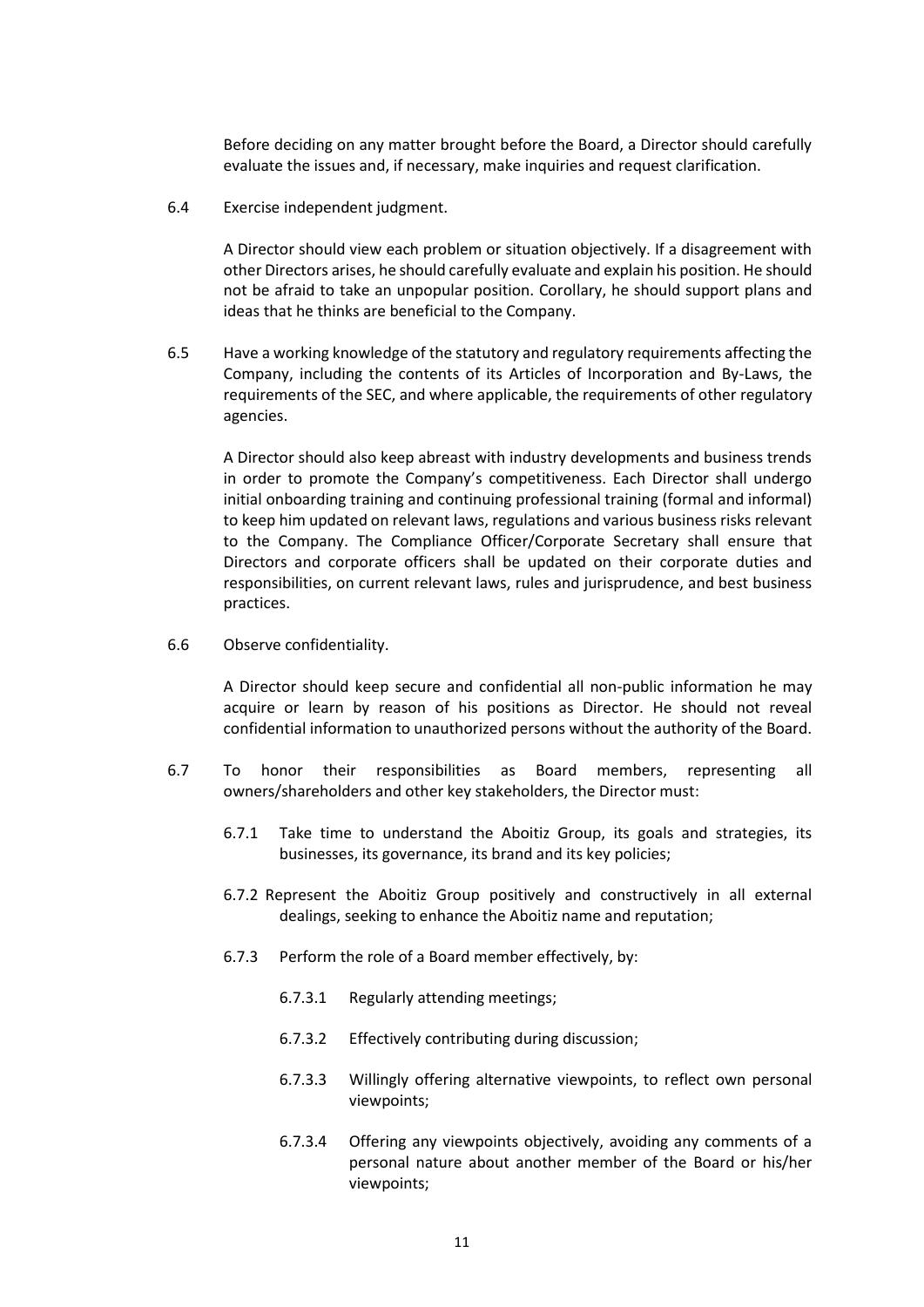Before deciding on any matter brought before the Board, a Director should carefully evaluate the issues and, if necessary, make inquiries and request clarification.

6.4 Exercise independent judgment.

A Director should view each problem or situation objectively. If a disagreement with other Directors arises, he should carefully evaluate and explain his position. He should not be afraid to take an unpopular position. Corollary, he should support plans and ideas that he thinks are beneficial to the Company.

6.5 Have a working knowledge of the statutory and regulatory requirements affecting the Company, including the contents of its Articles of Incorporation and By-Laws, the requirements of the SEC, and where applicable, the requirements of other regulatory agencies.

A Director should also keep abreast with industry developments and business trends in order to promote the Company's competitiveness. Each Director shall undergo initial onboarding training and continuing professional training (formal and informal) to keep him updated on relevant laws, regulations and various business risks relevant to the Company. The Compliance Officer/Corporate Secretary shall ensure that Directors and corporate officers shall be updated on their corporate duties and responsibilities, on current relevant laws, rules and jurisprudence, and best business practices.

6.6 Observe confidentiality.

A Director should keep secure and confidential all non-public information he may acquire or learn by reason of his positions as Director. He should not reveal confidential information to unauthorized persons without the authority of the Board.

6.7 To honor their responsibilities as Board members, representing all owners/shareholders and other key stakeholders, the Director must:

- 6.7.1 Take time to understand the Aboitiz Group, its goals and strategies, its businesses, its governance, its brand and its key policies;
- 6.7.2 Represent the Aboitiz Group positively and constructively in all external dealings, seeking to enhance the Aboitiz name and reputation;
- 6.7.3 Perform the role of a Board member effectively, by:
  - 6.7.3.1 Regularly attending meetings;
  - 6.7.3.2 Effectively contributing during discussion;
  - 6.7.3.3 Willingly offering alternative viewpoints, to reflect own personal viewpoints;
  - 6.7.3.4 Offering any viewpoints objectively, avoiding any comments of a personal nature about another member of the Board or his/her viewpoints;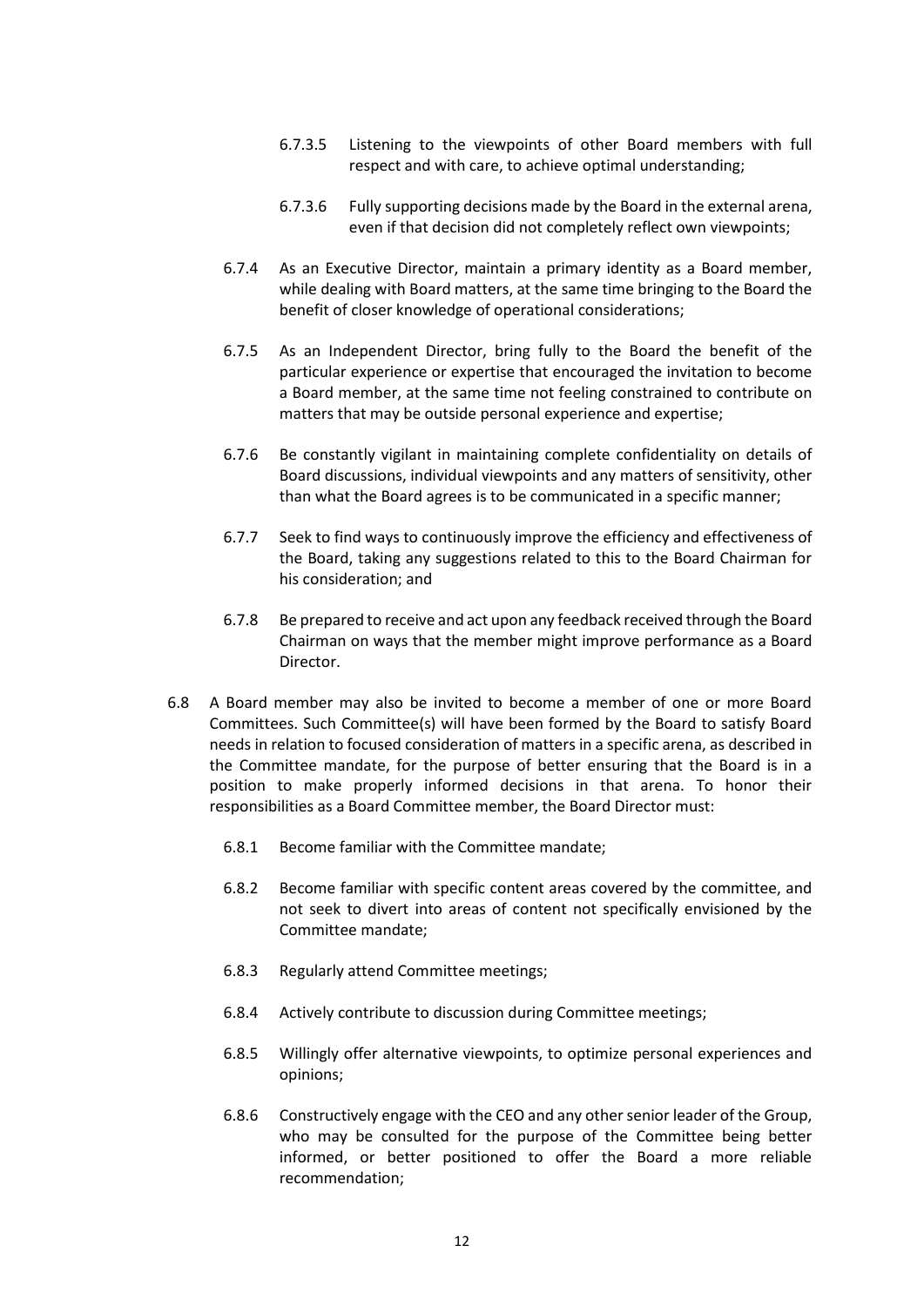6.7.3.5 Listening to the viewpoints of other Board members with full respect and with care, to achieve optimal understanding;

6.7.3.6 Fully supporting decisions made by the Board in the external arena, even if that decision did not completely reflect own viewpoints;

6.7.4 As an Executive Director, maintain a primary identity as a Board member, while dealing with Board matters, at the same time bringing to the Board the benefit of closer knowledge of operational considerations;

6.7.5 As an Independent Director, bring fully to the Board the benefit of the particular experience or expertise that encouraged the invitation to become a Board member, at the same time not feeling constrained to contribute on matters that may be outside personal experience and expertise;

6.7.6 Be constantly vigilant in maintaining complete confidentiality on details of Board discussions, individual viewpoints and any matters of sensitivity, other than what the Board agrees is to be communicated in a specific manner;

6.7.7 Seek to find ways to continuously improve the efficiency and effectiveness of the Board, taking any suggestions related to this to the Board Chairman for his consideration; and

6.7.8 Be prepared to receive and act upon any feedback received through the Board Chairman on ways that the member might improve performance as a Board Director.

6.8 A Board member may also be invited to become a member of one or more Board Committees. Such Committee(s) will have been formed by the Board to satisfy Board needs in relation to focused consideration of matters in a specific arena, as described in the Committee mandate, for the purpose of better ensuring that the Board is in a position to make properly informed decisions in that arena. To honor their responsibilities as a Board Committee member, the Board Director must:

6.8.1 Become familiar with the Committee mandate;

6.8.2 Become familiar with specific content areas covered by the committee, and not seek to divert into areas of content not specifically envisioned by the Committee mandate;

6.8.3 Regularly attend Committee meetings;

6.8.4 Actively contribute to discussion during Committee meetings;

6.8.5 Willingly offer alternative viewpoints, to optimize personal experiences and opinions;

6.8.6 Constructively engage with the CEO and any other senior leader of the Group, who may be consulted for the purpose of the Committee being better informed, or better positioned to offer the Board a more reliable recommendation;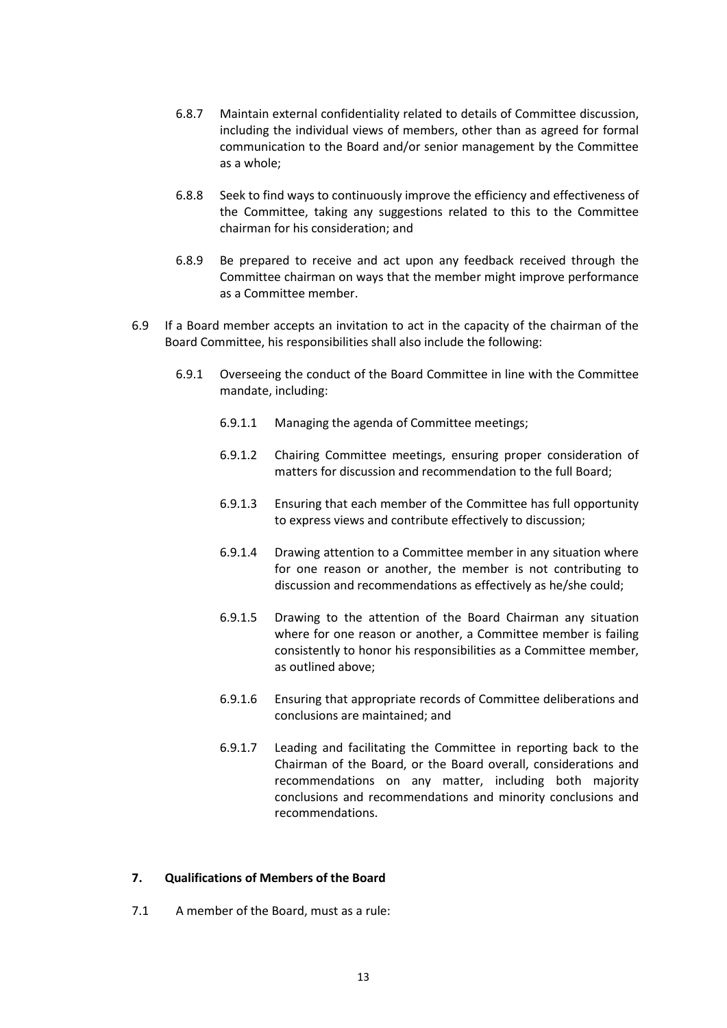6.8.7 Maintain external confidentiality related to details of Committee discussion, including the individual views of members, other than as agreed for formal communication to the Board and/or senior management by the Committee as a whole;

6.8.8 Seek to find ways to continuously improve the efficiency and effectiveness of the Committee, taking any suggestions related to this to the Committee chairman for his consideration; and

6.8.9 Be prepared to receive and act upon any feedback received through the Committee chairman on ways that the member might improve performance as a Committee member.

6.9 If a Board member accepts an invitation to act in the capacity of the chairman of the Board Committee, his responsibilities shall also include the following:

6.9.1 Overseeing the conduct of the Board Committee in line with the Committee mandate, including:

6.9.1.1 Managing the agenda of Committee meetings;

6.9.1.2 Chairing Committee meetings, ensuring proper consideration of matters for discussion and recommendation to the full Board;

6.9.1.3 Ensuring that each member of the Committee has full opportunity to express views and contribute effectively to discussion;

6.9.1.4 Drawing attention to a Committee member in any situation where for one reason or another, the member is not contributing to discussion and recommendations as effectively as he/she could;

6.9.1.5 Drawing to the attention of the Board Chairman any situation where for one reason or another, a Committee member is failing consistently to honor his responsibilities as a Committee member, as outlined above;

6.9.1.6 Ensuring that appropriate records of Committee deliberations and conclusions are maintained; and

6.9.1.7 Leading and facilitating the Committee in reporting back to the Chairman of the Board, or the Board overall, considerations and recommendations on any matter, including both majority conclusions and recommendations and minority conclusions and recommendations.

## 7. Qualifications of Members of the Board

7.1 A member of the Board, must as a rule: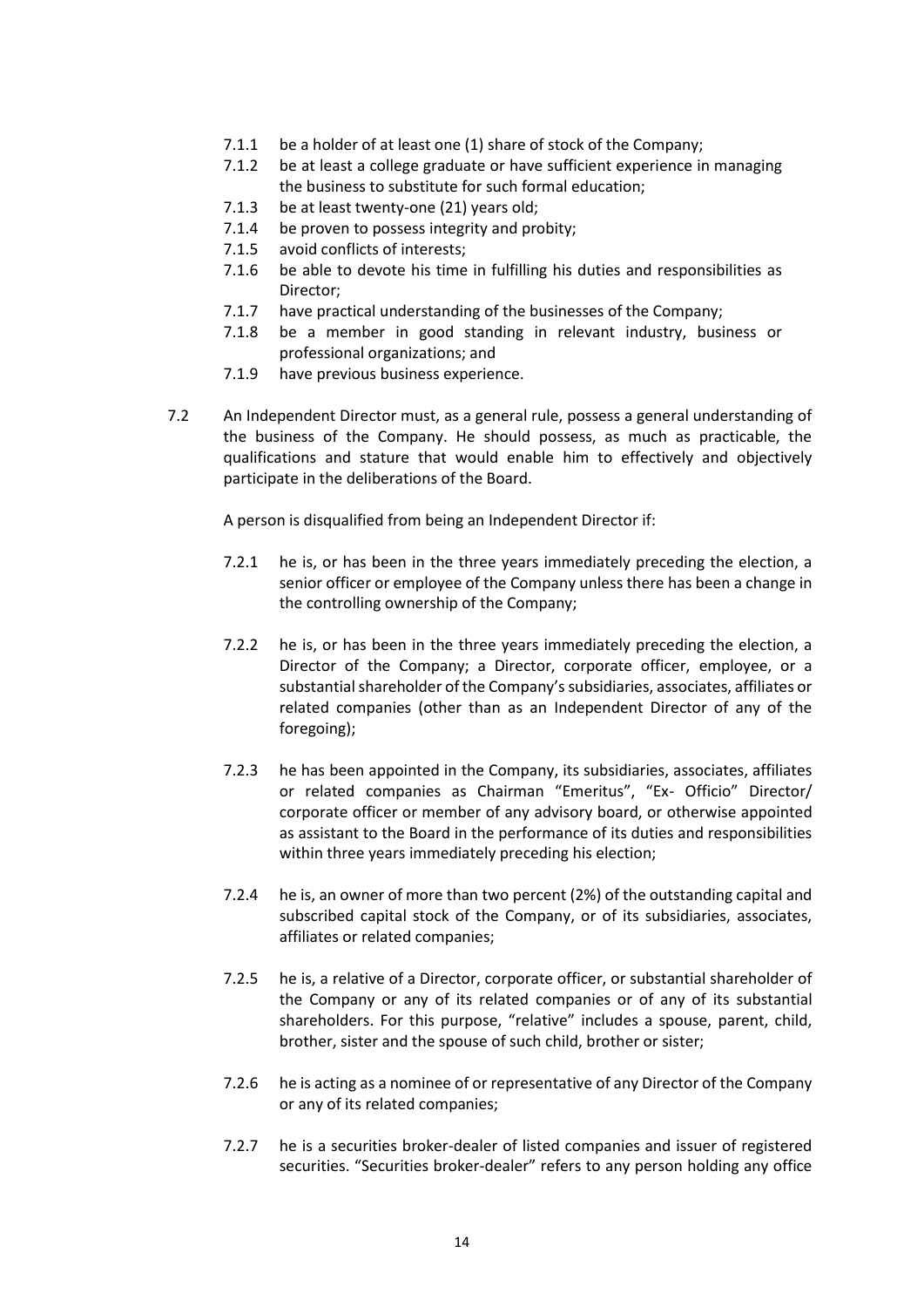7.1.1 be a holder of at least one (1) share of stock of the Company;

7.1.2 be at least a college graduate or have sufficient experience in managing the business to substitute for such formal education;

7.1.3 be at least twenty-one (21) years old;

7.1.4 be proven to possess integrity and probity;

7.1.5 avoid conflicts of interests;

7.1.6 be able to devote his time in fulfilling his duties and responsibilities as Director;

7.1.7 have practical understanding of the businesses of the Company;

7.1.8 be a member in good standing in relevant industry, business or professional organizations; and

7.1.9 have previous business experience.

7.2 An Independent Director must, as a general rule, possess a general understanding of the business of the Company. He should possess, as much as practicable, the qualifications and stature that would enable him to effectively and objectively participate in the deliberations of the Board.

A person is disqualified from being an Independent Director if:

7.2.1 he is, or has been in the three years immediately preceding the election, a senior officer or employee of the Company unless there has been a change in the controlling ownership of the Company;

7.2.2 he is, or has been in the three years immediately preceding the election, a Director of the Company; a Director, corporate officer, employee, or a substantial shareholder of the Company's subsidiaries, associates, affiliates or related companies (other than as an Independent Director of any of the foregoing);

7.2.3 he has been appointed in the Company, its subsidiaries, associates, affiliates or related companies as Chairman "Emeritus", "Ex- Officio" Director/ corporate officer or member of any advisory board, or otherwise appointed as assistant to the Board in the performance of its duties and responsibilities within three years immediately preceding his election;

7.2.4 he is, an owner of more than two percent (2%) of the outstanding capital and subscribed capital stock of the Company, or of its subsidiaries, associates, affiliates or related companies;

7.2.5 he is, a relative of a Director, corporate officer, or substantial shareholder of the Company or any of its related companies or of any of its substantial shareholders. For this purpose, "relative" includes a spouse, parent, child, brother, sister and the spouse of such child, brother or sister;

7.2.6 he is acting as a nominee of or representative of any Director of the Company or any of its related companies;

7.2.7 he is a securities broker-dealer of listed companies and issuer of registered securities. "Securities broker-dealer" refers to any person holding any office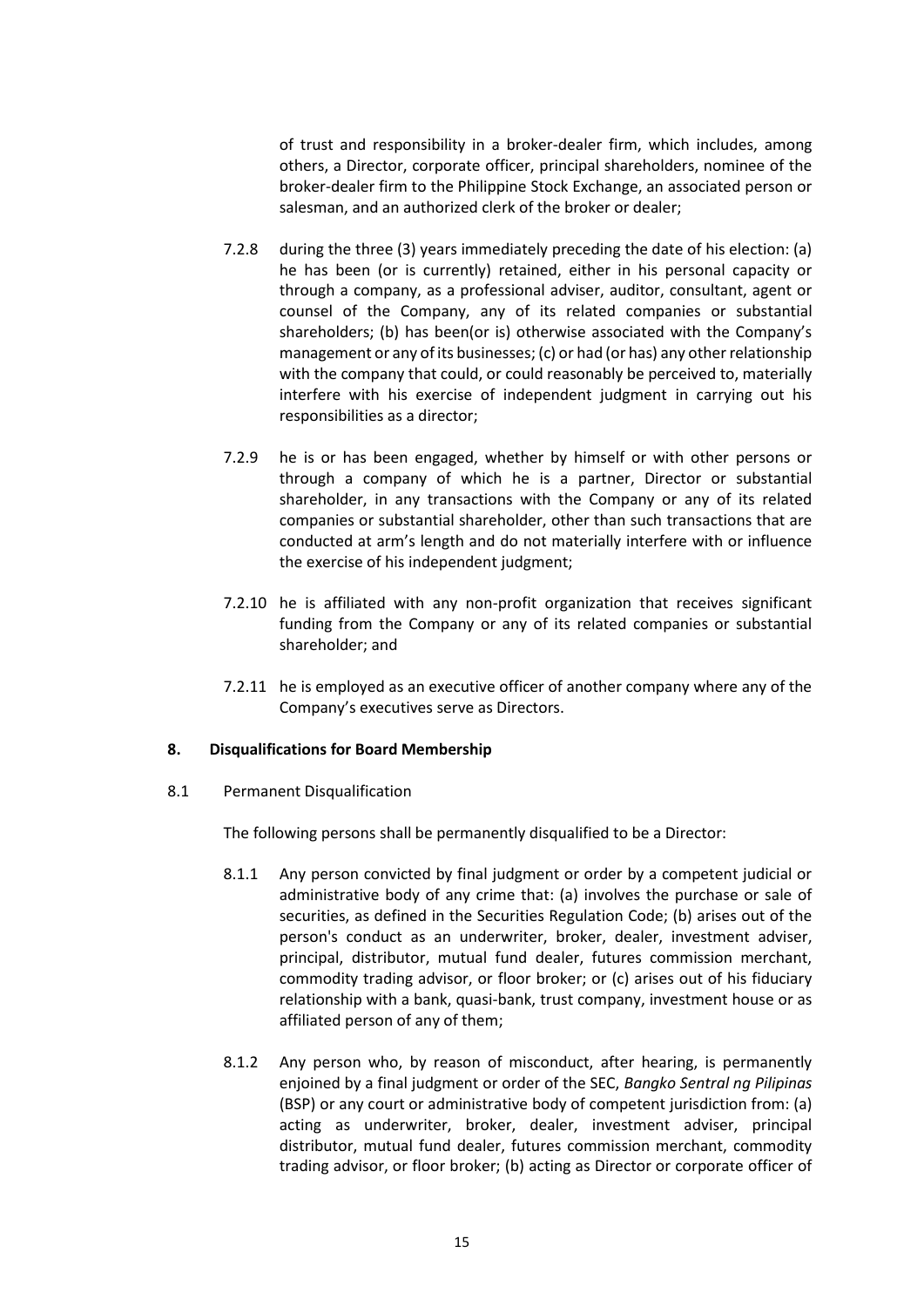of trust and responsibility in a broker-dealer firm, which includes, among others, a Director, corporate officer, principal shareholders, nominee of the broker-dealer firm to the Philippine Stock Exchange, an associated person or salesman, and an authorized clerk of the broker or dealer;

7.2.8 during the three (3) years immediately preceding the date of his election: (a) he has been (or is currently) retained, either in his personal capacity or through a company, as a professional adviser, auditor, consultant, agent or counsel of the Company, any of its related companies or substantial shareholders; (b) has been(or is) otherwise associated with the Company's management or any of its businesses; (c) or had (or has) any other relationship with the company that could, or could reasonably be perceived to, materially interfere with his exercise of independent judgment in carrying out his responsibilities as a director;

7.2.9 he is or has been engaged, whether by himself or with other persons or through a company of which he is a partner, Director or substantial shareholder, in any transactions with the Company or any of its related companies or substantial shareholder, other than such transactions that are conducted at arm's length and do not materially interfere with or influence the exercise of his independent judgment;

7.2.10 he is affiliated with any non-profit organization that receives significant funding from the Company or any of its related companies or substantial shareholder; and

7.2.11 he is employed as an executive officer of another company where any of the Company's executives serve as Directors.

## 8. Disqualifications for Board Membership

8.1 Permanent Disqualification

The following persons shall be permanently disqualified to be a Director:

8.1.1 Any person convicted by final judgment or order by a competent judicial or administrative body of any crime that: (a) involves the purchase or sale of securities, as defined in the Securities Regulation Code; (b) arises out of the person's conduct as an underwriter, broker, dealer, investment adviser, principal, distributor, mutual fund dealer, futures commission merchant, commodity trading advisor, or floor broker; or (c) arises out of his fiduciary relationship with a bank, quasi-bank, trust company, investment house or as affiliated person of any of them;

8.1.2 Any person who, by reason of misconduct, after hearing, is permanently enjoined by a final judgment or order of the SEC, *Bangko Sentral ng Pilipinas* (BSP) or any court or administrative body of competent jurisdiction from: (a) acting as underwriter, broker, dealer, investment adviser, principal distributor, mutual fund dealer, futures commission merchant, commodity trading advisor, or floor broker; (b) acting as Director or corporate officer of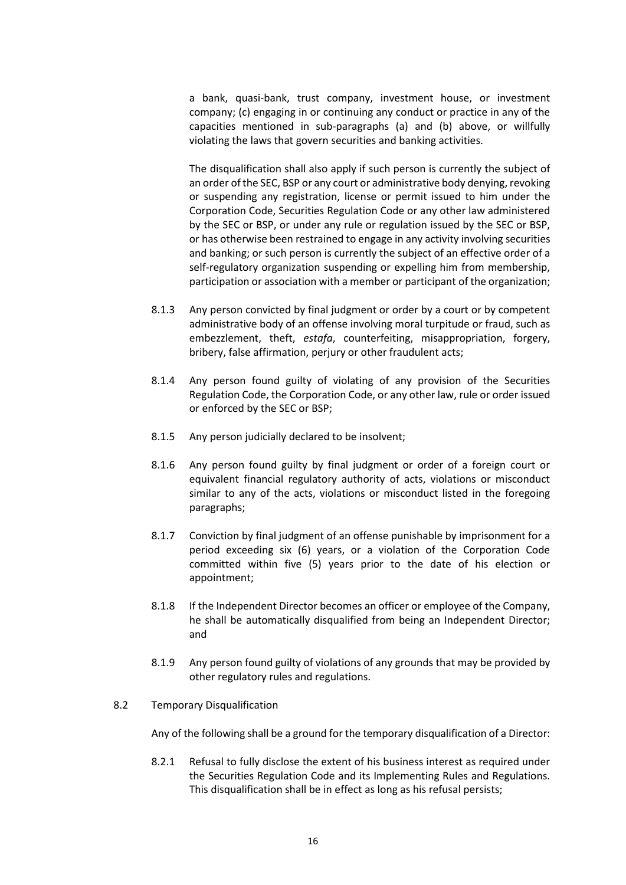a bank, quasi-bank, trust company, investment house, or investment company; (c) engaging in or continuing any conduct or practice in any of the capacities mentioned in sub-paragraphs (a) and (b) above, or willfully violating the laws that govern securities and banking activities.

The disqualification shall also apply if such person is currently the subject of an order of the SEC, BSP or any court or administrative body denying, revoking or suspending any registration, license or permit issued to him under the Corporation Code, Securities Regulation Code or any other law administered by the SEC or BSP, or under any rule or regulation issued by the SEC or BSP, or has otherwise been restrained to engage in any activity involving securities and banking; or such person is currently the subject of an effective order of a self-regulatory organization suspending or expelling him from membership, participation or association with a member or participant of the organization;

8.1.3 Any person convicted by final judgment or order by a court or by competent administrative body of an offense involving moral turpitude or fraud, such as embezzlement, theft, *estafa*, counterfeiting, misappropriation, forgery, bribery, false affirmation, perjury or other fraudulent acts;

8.1.4 Any person found guilty of violating of any provision of the Securities Regulation Code, the Corporation Code, or any other law, rule or order issued or enforced by the SEC or BSP;

8.1.5 Any person judicially declared to be insolvent;

8.1.6 Any person found guilty by final judgment or order of a foreign court or equivalent financial regulatory authority of acts, violations or misconduct similar to any of the acts, violations or misconduct listed in the foregoing paragraphs;

8.1.7 Conviction by final judgment of an offense punishable by imprisonment for a period exceeding six (6) years, or a violation of the Corporation Code committed within five (5) years prior to the date of his election or appointment;

8.1.8 If the Independent Director becomes an officer or employee of the Company, he shall be automatically disqualified from being an Independent Director; and

8.1.9 Any person found guilty of violations of any grounds that may be provided by other regulatory rules and regulations.

8.2 Temporary Disqualification

Any of the following shall be a ground for the temporary disqualification of a Director:

8.2.1 Refusal to fully disclose the extent of his business interest as required under the Securities Regulation Code and its Implementing Rules and Regulations. This disqualification shall be in effect as long as his refusal persists;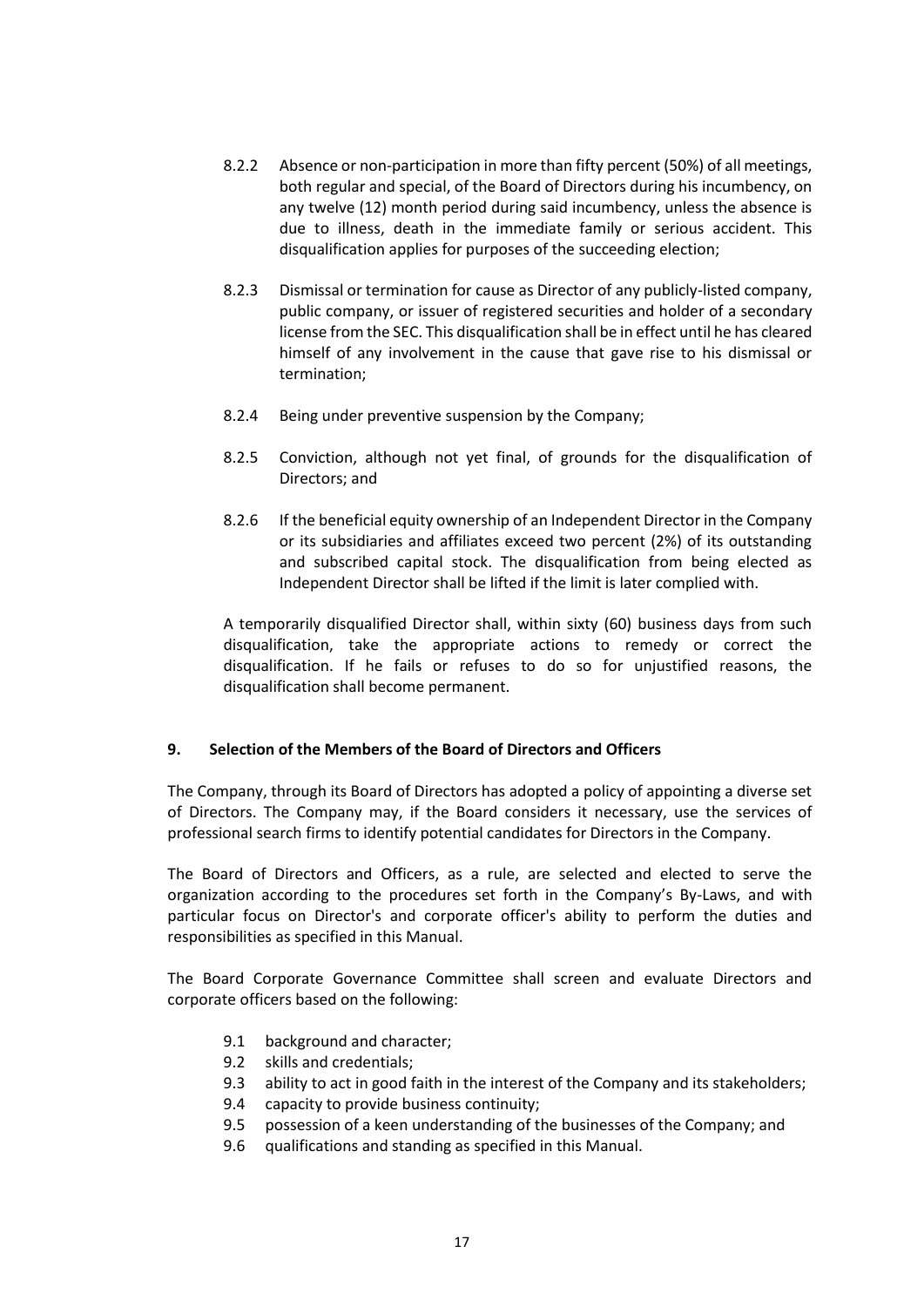8.2.2 Absence or non-participation in more than fifty percent (50%) of all meetings, both regular and special, of the Board of Directors during his incumbency, on any twelve (12) month period during said incumbency, unless the absence is due to illness, death in the immediate family or serious accident. This disqualification applies for purposes of the succeeding election;

8.2.3 Dismissal or termination for cause as Director of any publicly-listed company, public company, or issuer of registered securities and holder of a secondary license from the SEC. This disqualification shall be in effect until he has cleared himself of any involvement in the cause that gave rise to his dismissal or termination;

8.2.4 Being under preventive suspension by the Company;

8.2.5 Conviction, although not yet final, of grounds for the disqualification of Directors; and

8.2.6 If the beneficial equity ownership of an Independent Director in the Company or its subsidiaries and affiliates exceed two percent (2%) of its outstanding and subscribed capital stock. The disqualification from being elected as Independent Director shall be lifted if the limit is later complied with.

A temporarily disqualified Director shall, within sixty (60) business days from such disqualification, take the appropriate actions to remedy or correct the disqualification. If he fails or refuses to do so for unjustified reasons, the disqualification shall become permanent.

## 9. Selection of the Members of the Board of Directors and Officers

The Company, through its Board of Directors has adopted a policy of appointing a diverse set of Directors. The Company may, if the Board considers it necessary, use the services of professional search firms to identify potential candidates for Directors in the Company.

The Board of Directors and Officers, as a rule, are selected and elected to serve the organization according to the procedures set forth in the Company's By-Laws, and with particular focus on Director's and corporate officer's ability to perform the duties and responsibilities as specified in this Manual.

The Board Corporate Governance Committee shall screen and evaluate Directors and corporate officers based on the following:

9.1 background and character;
9.2 skills and credentials;
9.3 ability to act in good faith in the interest of the Company and its stakeholders;
9.4 capacity to provide business continuity;
9.5 possession of a keen understanding of the businesses of the Company; and
9.6 qualifications and standing as specified in this Manual.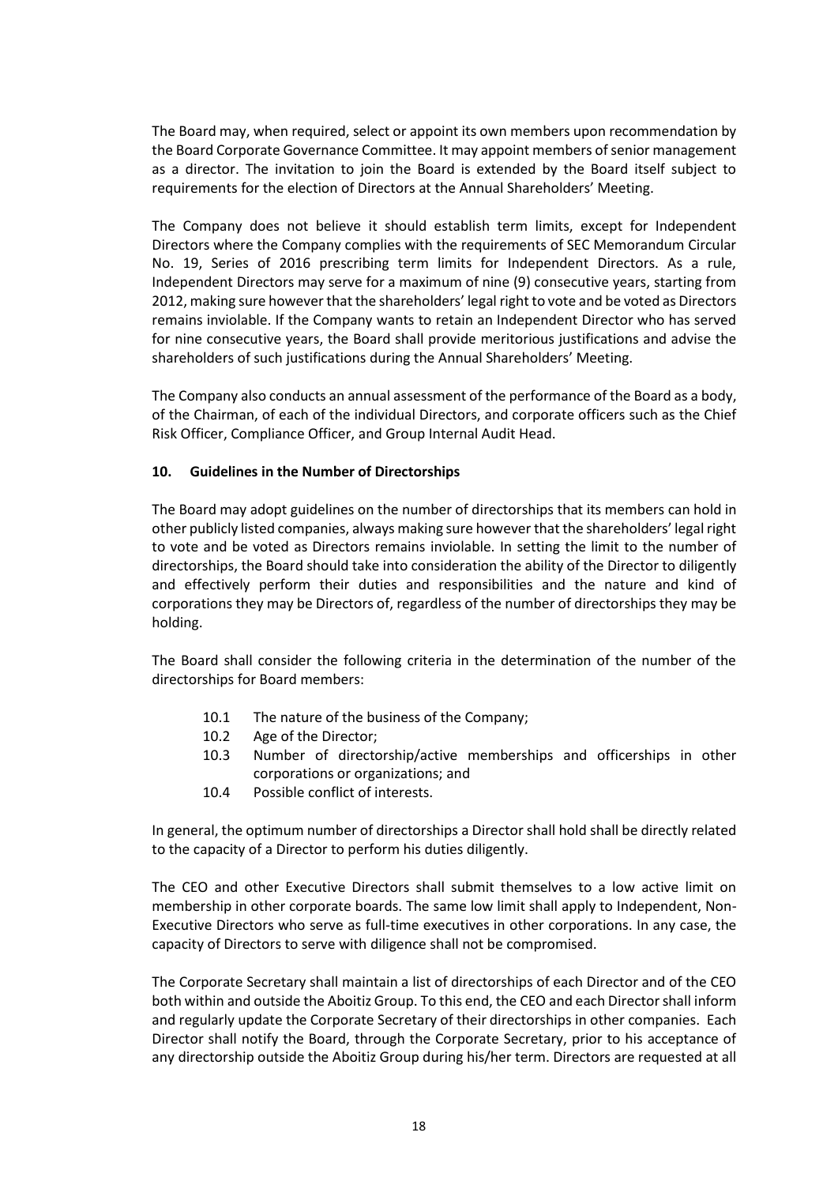The Board may, when required, select or appoint its own members upon recommendation by the Board Corporate Governance Committee. It may appoint members of senior management as a director. The invitation to join the Board is extended by the Board itself subject to requirements for the election of Directors at the Annual Shareholders' Meeting.

The Company does not believe it should establish term limits, except for Independent Directors where the Company complies with the requirements of SEC Memorandum Circular No. 19, Series of 2016 prescribing term limits for Independent Directors. As a rule, Independent Directors may serve for a maximum of nine (9) consecutive years, starting from 2012, making sure however that the shareholders' legal right to vote and be voted as Directors remains inviolable. If the Company wants to retain an Independent Director who has served for nine consecutive years, the Board shall provide meritorious justifications and advise the shareholders of such justifications during the Annual Shareholders' Meeting.

The Company also conducts an annual assessment of the performance of the Board as a body, of the Chairman, of each of the individual Directors, and corporate officers such as the Chief Risk Officer, Compliance Officer, and Group Internal Audit Head.

**10. Guidelines in the Number of Directorships**

The Board may adopt guidelines on the number of directorships that its members can hold in other publicly listed companies, always making sure however that the shareholders' legal right to vote and be voted as Directors remains inviolable. In setting the limit to the number of directorships, the Board should take into consideration the ability of the Director to diligently and effectively perform their duties and responsibilities and the nature and kind of corporations they may be Directors of, regardless of the number of directorships they may be holding.

The Board shall consider the following criteria in the determination of the number of the directorships for Board members:

10.1 The nature of the business of the Company;
10.2 Age of the Director;
10.3 Number of directorship/active memberships and officerships in other corporations or organizations; and
10.4 Possible conflict of interests.

In general, the optimum number of directorships a Director shall hold shall be directly related to the capacity of a Director to perform his duties diligently.

The CEO and other Executive Directors shall submit themselves to a low active limit on membership in other corporate boards. The same low limit shall apply to Independent, Non-Executive Directors who serve as full-time executives in other corporations. In any case, the capacity of Directors to serve with diligence shall not be compromised.

The Corporate Secretary shall maintain a list of directorships of each Director and of the CEO both within and outside the Aboitiz Group. To this end, the CEO and each Director shall inform and regularly update the Corporate Secretary of their directorships in other companies. Each Director shall notify the Board, through the Corporate Secretary, prior to his acceptance of any directorship outside the Aboitiz Group during his/her term. Directors are requested at all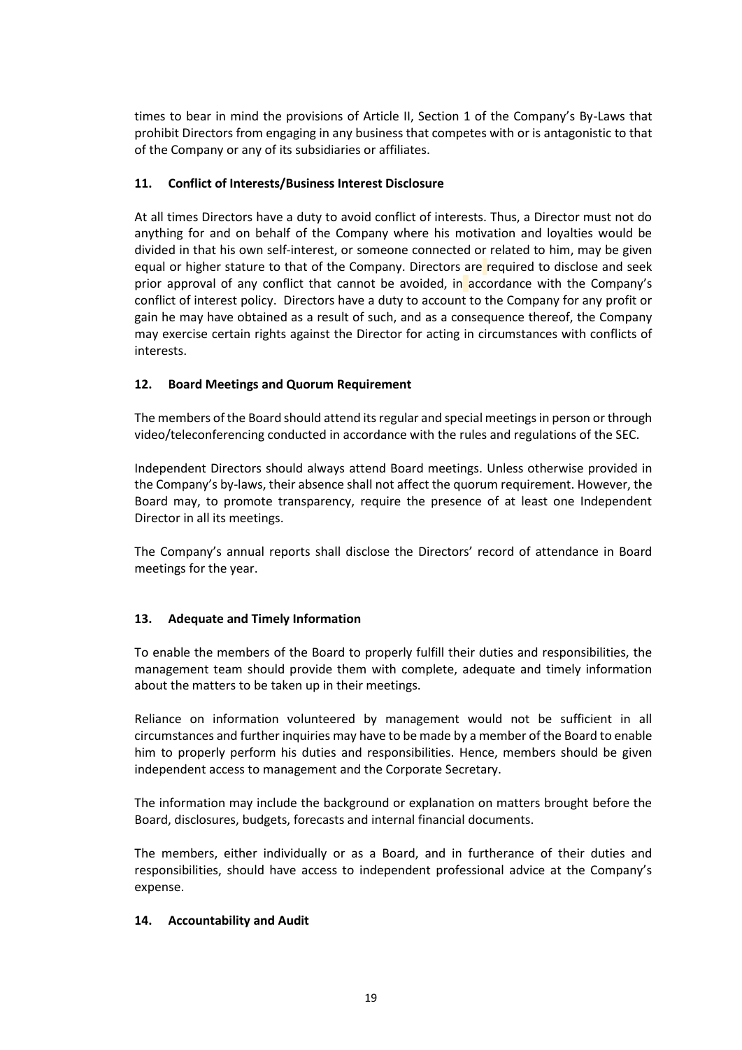times to bear in mind the provisions of Article II, Section 1 of the Company's By-Laws that prohibit Directors from engaging in any business that competes with or is antagonistic to that of the Company or any of its subsidiaries or affiliates.

**11. Conflict of Interests/Business Interest Disclosure**

At all times Directors have a duty to avoid conflict of interests. Thus, a Director must not do anything for and on behalf of the Company where his motivation and loyalties would be divided in that his own self-interest, or someone connected or related to him, may be given equal or higher stature to that of the Company. Directors are required to disclose and seek prior approval of any conflict that cannot be avoided, in accordance with the Company's conflict of interest policy. Directors have a duty to account to the Company for any profit or gain he may have obtained as a result of such, and as a consequence thereof, the Company may exercise certain rights against the Director for acting in circumstances with conflicts of interests.

**12. Board Meetings and Quorum Requirement**

The members of the Board should attend its regular and special meetings in person or through video/teleconferencing conducted in accordance with the rules and regulations of the SEC.

Independent Directors should always attend Board meetings. Unless otherwise provided in the Company's by-laws, their absence shall not affect the quorum requirement. However, the Board may, to promote transparency, require the presence of at least one Independent Director in all its meetings.

The Company's annual reports shall disclose the Directors' record of attendance in Board meetings for the year.

**13. Adequate and Timely Information**

To enable the members of the Board to properly fulfill their duties and responsibilities, the management team should provide them with complete, adequate and timely information about the matters to be taken up in their meetings.

Reliance on information volunteered by management would not be sufficient in all circumstances and further inquiries may have to be made by a member of the Board to enable him to properly perform his duties and responsibilities. Hence, members should be given independent access to management and the Corporate Secretary.

The information may include the background or explanation on matters brought before the Board, disclosures, budgets, forecasts and internal financial documents.

The members, either individually or as a Board, and in furtherance of their duties and responsibilities, should have access to independent professional advice at the Company's expense.

**14. Accountability and Audit**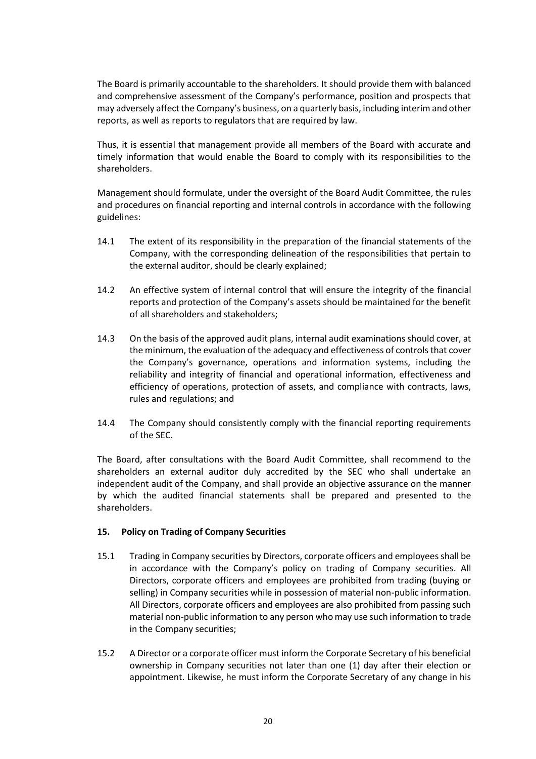The Board is primarily accountable to the shareholders. It should provide them with balanced and comprehensive assessment of the Company's performance, position and prospects that may adversely affect the Company's business, on a quarterly basis, including interim and other reports, as well as reports to regulators that are required by law.

Thus, it is essential that management provide all members of the Board with accurate and timely information that would enable the Board to comply with its responsibilities to the shareholders.

Management should formulate, under the oversight of the Board Audit Committee, the rules and procedures on financial reporting and internal controls in accordance with the following guidelines:

14.1 The extent of its responsibility in the preparation of the financial statements of the Company, with the corresponding delineation of the responsibilities that pertain to the external auditor, should be clearly explained;

14.2 An effective system of internal control that will ensure the integrity of the financial reports and protection of the Company's assets should be maintained for the benefit of all shareholders and stakeholders;

14.3 On the basis of the approved audit plans, internal audit examinations should cover, at the minimum, the evaluation of the adequacy and effectiveness of controls that cover the Company's governance, operations and information systems, including the reliability and integrity of financial and operational information, effectiveness and efficiency of operations, protection of assets, and compliance with contracts, laws, rules and regulations; and

14.4 The Company should consistently comply with the financial reporting requirements of the SEC.

The Board, after consultations with the Board Audit Committee, shall recommend to the shareholders an external auditor duly accredited by the SEC who shall undertake an independent audit of the Company, and shall provide an objective assurance on the manner by which the audited financial statements shall be prepared and presented to the shareholders.

### 15. Policy on Trading of Company Securities

15.1 Trading in Company securities by Directors, corporate officers and employees shall be in accordance with the Company's policy on trading of Company securities. All Directors, corporate officers and employees are prohibited from trading (buying or selling) in Company securities while in possession of material non-public information. All Directors, corporate officers and employees are also prohibited from passing such material non-public information to any person who may use such information to trade in the Company securities;

15.2 A Director or a corporate officer must inform the Corporate Secretary of his beneficial ownership in Company securities not later than one (1) day after their election or appointment. Likewise, he must inform the Corporate Secretary of any change in his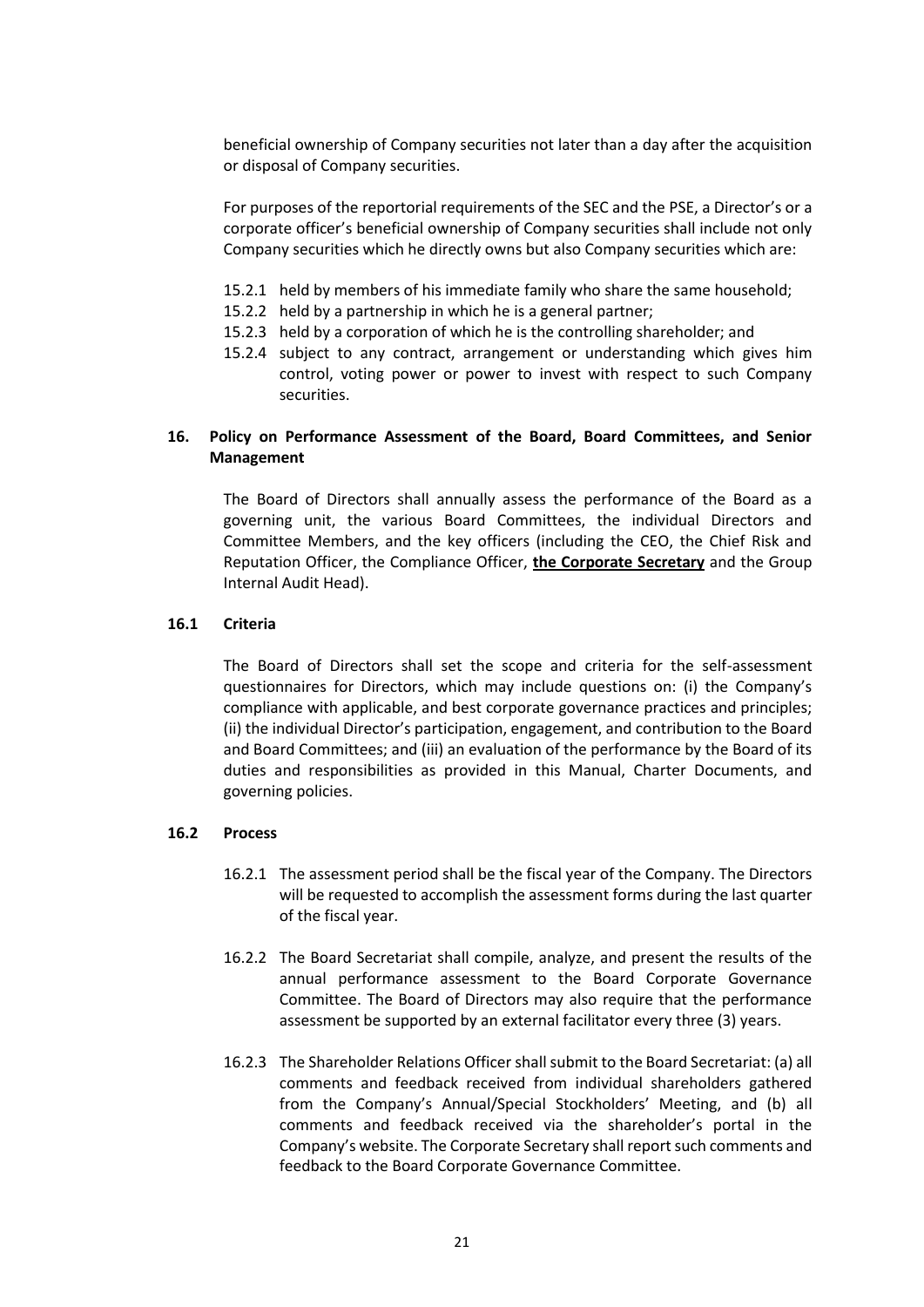beneficial ownership of Company securities not later than a day after the acquisition or disposal of Company securities.

For purposes of the reportorial requirements of the SEC and the PSE, a Director's or a corporate officer's beneficial ownership of Company securities shall include not only Company securities which he directly owns but also Company securities which are:

15.2.1 held by members of his immediate family who share the same household;

15.2.2 held by a partnership in which he is a general partner;

15.2.3 held by a corporation of which he is the controlling shareholder; and

15.2.4 subject to any contract, arrangement or understanding which gives him control, voting power or power to invest with respect to such Company securities.

## 16. Policy on Performance Assessment of the Board, Board Committees, and Senior Management

The Board of Directors shall annually assess the performance of the Board as a governing unit, the various Board Committees, the individual Directors and Committee Members, and the key officers (including the CEO, the Chief Risk and Reputation Officer, the Compliance Officer, **the Corporate Secretary** and the Group Internal Audit Head).

### 16.1 Criteria

The Board of Directors shall set the scope and criteria for the self-assessment questionnaires for Directors, which may include questions on: (i) the Company's compliance with applicable, and best corporate governance practices and principles; (ii) the individual Director's participation, engagement, and contribution to the Board and Board Committees; and (iii) an evaluation of the performance by the Board of its duties and responsibilities as provided in this Manual, Charter Documents, and governing policies.

### 16.2 Process

16.2.1 The assessment period shall be the fiscal year of the Company. The Directors will be requested to accomplish the assessment forms during the last quarter of the fiscal year.

16.2.2 The Board Secretariat shall compile, analyze, and present the results of the annual performance assessment to the Board Corporate Governance Committee. The Board of Directors may also require that the performance assessment be supported by an external facilitator every three (3) years.

16.2.3 The Shareholder Relations Officer shall submit to the Board Secretariat: (a) all comments and feedback received from individual shareholders gathered from the Company's Annual/Special Stockholders' Meeting, and (b) all comments and feedback received via the shareholder's portal in the Company's website. The Corporate Secretary shall report such comments and feedback to the Board Corporate Governance Committee.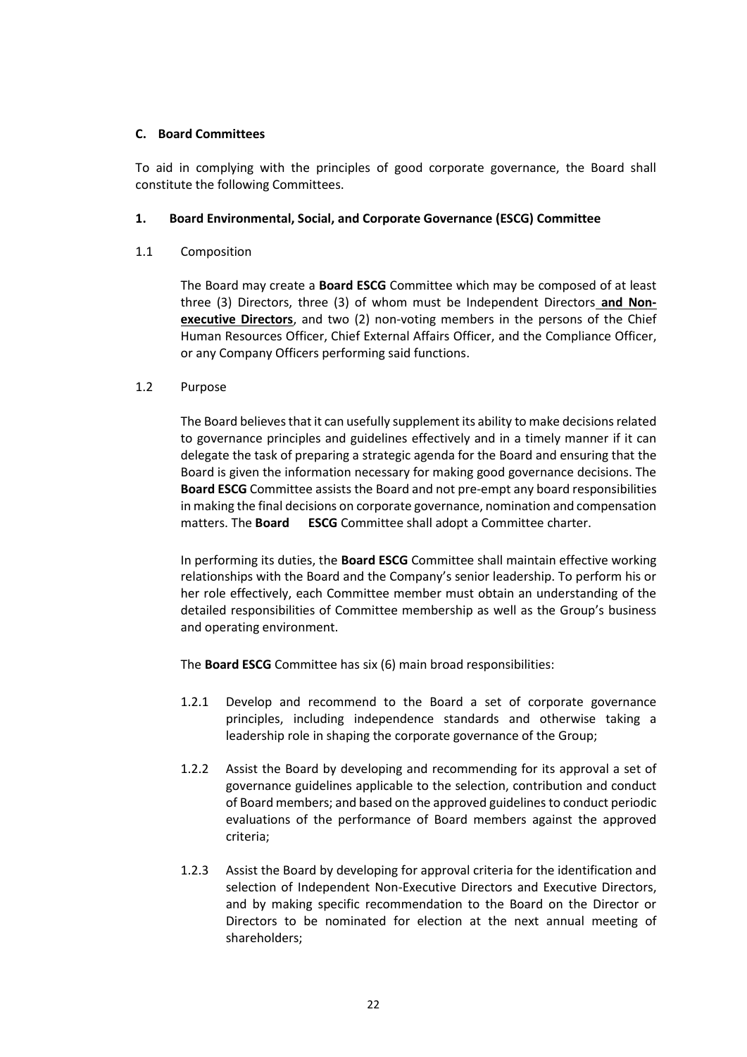**C. Board Committees**

To aid in complying with the principles of good corporate governance, the Board shall constitute the following Committees.

**1. Board Environmental, Social, and Corporate Governance (ESCG) Committee**

1.1 Composition

The Board may create a **Board ESCG** Committee which may be composed of at least three (3) Directors, three (3) of whom must be Independent Directors **<u>and Non-executive Directors</u>**, and two (2) non-voting members in the persons of the Chief Human Resources Officer, Chief External Affairs Officer, and the Compliance Officer, or any Company Officers performing said functions.

1.2 Purpose

The Board believes that it can usefully supplement its ability to make decisions related to governance principles and guidelines effectively and in a timely manner if it can delegate the task of preparing a strategic agenda for the Board and ensuring that the Board is given the information necessary for making good governance decisions. The **Board ESCG** Committee assists the Board and not pre-empt any board responsibilities in making the final decisions on corporate governance, nomination and compensation matters. The **Board ESCG** Committee shall adopt a Committee charter.

In performing its duties, the **Board ESCG** Committee shall maintain effective working relationships with the Board and the Company's senior leadership. To perform his or her role effectively, each Committee member must obtain an understanding of the detailed responsibilities of Committee membership as well as the Group's business and operating environment.

The **Board ESCG** Committee has six (6) main broad responsibilities:

1.2.1 Develop and recommend to the Board a set of corporate governance principles, including independence standards and otherwise taking a leadership role in shaping the corporate governance of the Group;

1.2.2 Assist the Board by developing and recommending for its approval a set of governance guidelines applicable to the selection, contribution and conduct of Board members; and based on the approved guidelines to conduct periodic evaluations of the performance of Board members against the approved criteria;

1.2.3 Assist the Board by developing for approval criteria for the identification and selection of Independent Non-Executive Directors and Executive Directors, and by making specific recommendation to the Board on the Director or Directors to be nominated for election at the next annual meeting of shareholders;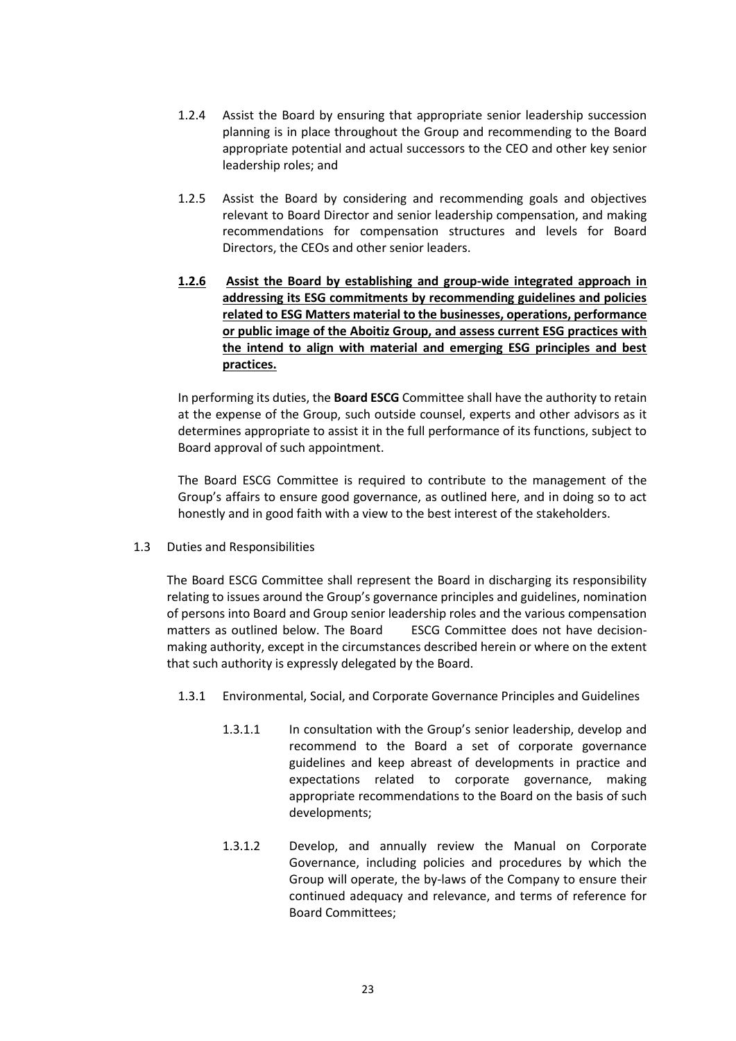1.2.4 Assist the Board by ensuring that appropriate senior leadership succession planning is in place throughout the Group and recommending to the Board appropriate potential and actual successors to the CEO and other key senior leadership roles; and

1.2.5 Assist the Board by considering and recommending goals and objectives relevant to Board Director and senior leadership compensation, and making recommendations for compensation structures and levels for Board Directors, the CEOs and other senior leaders.

**<u>1.2.6 Assist the Board by establishing and group-wide integrated approach in addressing its ESG commitments by recommending guidelines and policies related to ESG Matters material to the businesses, operations, performance or public image of the Aboitiz Group, and assess current ESG practices with the intend to align with material and emerging ESG principles and best practices.</u>**

In performing its duties, the **Board ESCG** Committee shall have the authority to retain at the expense of the Group, such outside counsel, experts and other advisors as it determines appropriate to assist it in the full performance of its functions, subject to Board approval of such appointment.

The Board ESCG Committee is required to contribute to the management of the Group's affairs to ensure good governance, as outlined here, and in doing so to act honestly and in good faith with a view to the best interest of the stakeholders.

1.3 Duties and Responsibilities

The Board ESCG Committee shall represent the Board in discharging its responsibility relating to issues around the Group's governance principles and guidelines, nomination of persons into Board and Group senior leadership roles and the various compensation matters as outlined below. The Board ESCG Committee does not have decision-making authority, except in the circumstances described herein or where on the extent that such authority is expressly delegated by the Board.

1.3.1 Environmental, Social, and Corporate Governance Principles and Guidelines

1.3.1.1 In consultation with the Group's senior leadership, develop and recommend to the Board a set of corporate governance guidelines and keep abreast of developments in practice and expectations related to corporate governance, making appropriate recommendations to the Board on the basis of such developments;

1.3.1.2 Develop, and annually review the Manual on Corporate Governance, including policies and procedures by which the Group will operate, the by-laws of the Company to ensure their continued adequacy and relevance, and terms of reference for Board Committees;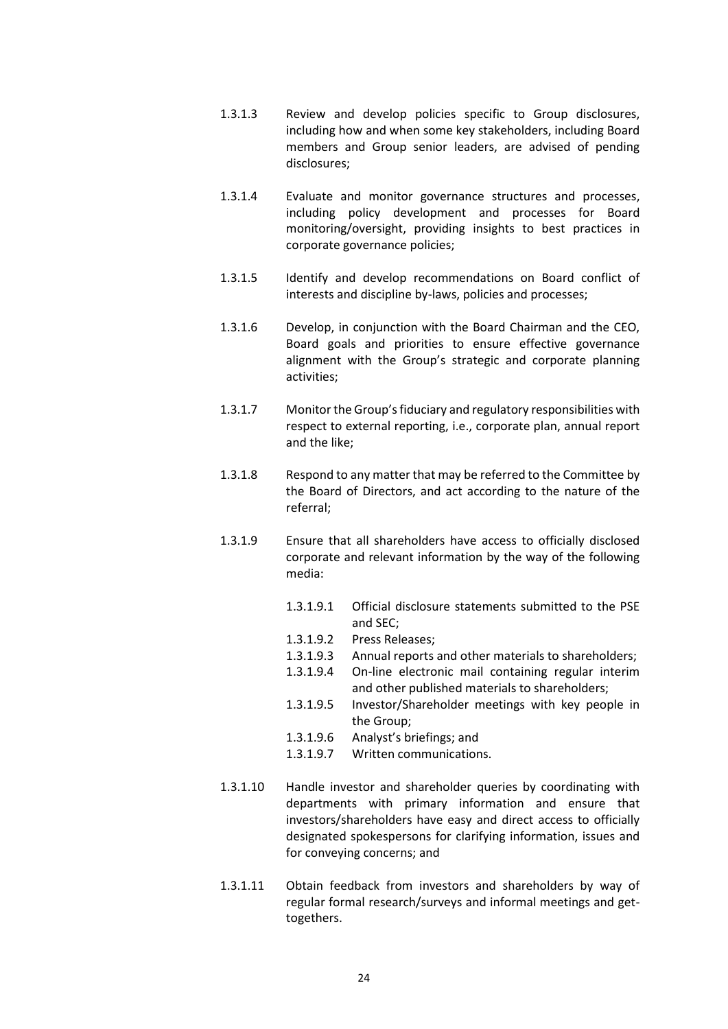1.3.1.3 Review and develop policies specific to Group disclosures, including how and when some key stakeholders, including Board members and Group senior leaders, are advised of pending disclosures;

1.3.1.4 Evaluate and monitor governance structures and processes, including policy development and processes for Board monitoring/oversight, providing insights to best practices in corporate governance policies;

1.3.1.5 Identify and develop recommendations on Board conflict of interests and discipline by-laws, policies and processes;

1.3.1.6 Develop, in conjunction with the Board Chairman and the CEO, Board goals and priorities to ensure effective governance alignment with the Group's strategic and corporate planning activities;

1.3.1.7 Monitor the Group's fiduciary and regulatory responsibilities with respect to external reporting, i.e., corporate plan, annual report and the like;

1.3.1.8 Respond to any matter that may be referred to the Committee by the Board of Directors, and act according to the nature of the referral;

1.3.1.9 Ensure that all shareholders have access to officially disclosed corporate and relevant information by the way of the following media:

- 1.3.1.9.1 Official disclosure statements submitted to the PSE and SEC;
- 1.3.1.9.2 Press Releases;
- 1.3.1.9.3 Annual reports and other materials to shareholders;
- 1.3.1.9.4 On-line electronic mail containing regular interim and other published materials to shareholders;
- 1.3.1.9.5 Investor/Shareholder meetings with key people in the Group;
- 1.3.1.9.6 Analyst's briefings; and
- 1.3.1.9.7 Written communications.

1.3.1.10 Handle investor and shareholder queries by coordinating with departments with primary information and ensure that investors/shareholders have easy and direct access to officially designated spokespersons for clarifying information, issues and for conveying concerns; and

1.3.1.11 Obtain feedback from investors and shareholders by way of regular formal research/surveys and informal meetings and get-togethers.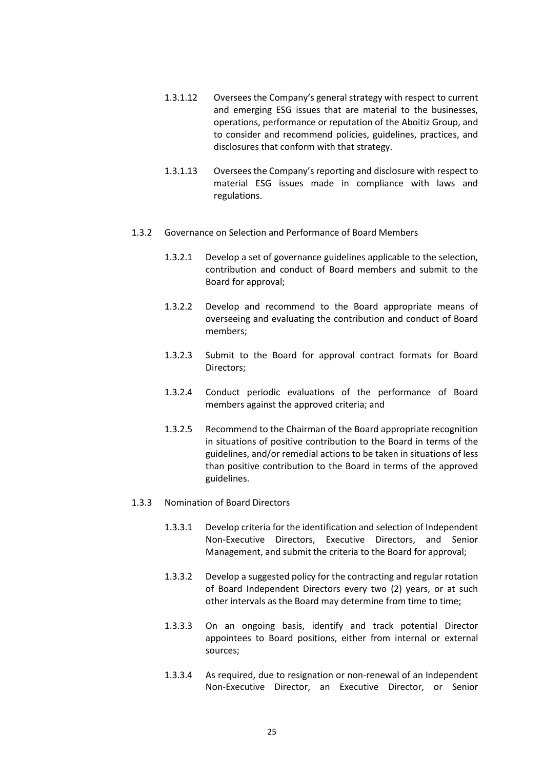1.3.1.12 Oversees the Company's general strategy with respect to current and emerging ESG issues that are material to the businesses, operations, performance or reputation of the Aboitiz Group, and to consider and recommend policies, guidelines, practices, and disclosures that conform with that strategy.

1.3.1.13 Oversees the Company's reporting and disclosure with respect to material ESG issues made in compliance with laws and regulations.

1.3.2 Governance on Selection and Performance of Board Members

1.3.2.1 Develop a set of governance guidelines applicable to the selection, contribution and conduct of Board members and submit to the Board for approval;

1.3.2.2 Develop and recommend to the Board appropriate means of overseeing and evaluating the contribution and conduct of Board members;

1.3.2.3 Submit to the Board for approval contract formats for Board Directors;

1.3.2.4 Conduct periodic evaluations of the performance of Board members against the approved criteria; and

1.3.2.5 Recommend to the Chairman of the Board appropriate recognition in situations of positive contribution to the Board in terms of the guidelines, and/or remedial actions to be taken in situations of less than positive contribution to the Board in terms of the approved guidelines.

1.3.3 Nomination of Board Directors

1.3.3.1 Develop criteria for the identification and selection of Independent Non-Executive Directors, Executive Directors, and Senior Management, and submit the criteria to the Board for approval;

1.3.3.2 Develop a suggested policy for the contracting and regular rotation of Board Independent Directors every two (2) years, or at such other intervals as the Board may determine from time to time;

1.3.3.3 On an ongoing basis, identify and track potential Director appointees to Board positions, either from internal or external sources;

1.3.3.4 As required, due to resignation or non-renewal of an Independent Non-Executive Director, an Executive Director, or Senior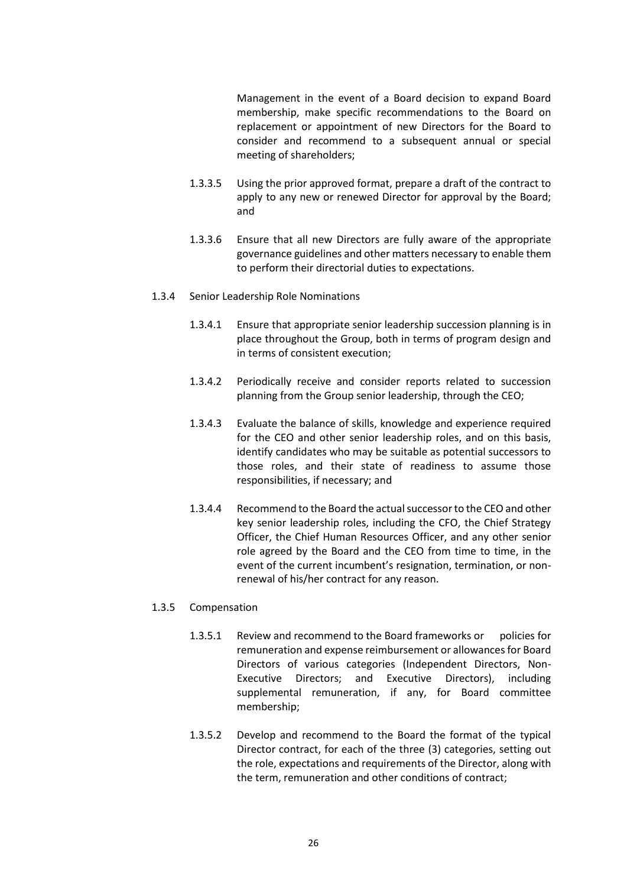Management in the event of a Board decision to expand Board membership, make specific recommendations to the Board on replacement or appointment of new Directors for the Board to consider and recommend to a subsequent annual or special meeting of shareholders;

1.3.3.5 Using the prior approved format, prepare a draft of the contract to apply to any new or renewed Director for approval by the Board; and

1.3.3.6 Ensure that all new Directors are fully aware of the appropriate governance guidelines and other matters necessary to enable them to perform their directorial duties to expectations.

1.3.4 Senior Leadership Role Nominations

1.3.4.1 Ensure that appropriate senior leadership succession planning is in place throughout the Group, both in terms of program design and in terms of consistent execution;

1.3.4.2 Periodically receive and consider reports related to succession planning from the Group senior leadership, through the CEO;

1.3.4.3 Evaluate the balance of skills, knowledge and experience required for the CEO and other senior leadership roles, and on this basis, identify candidates who may be suitable as potential successors to those roles, and their state of readiness to assume those responsibilities, if necessary; and

1.3.4.4 Recommend to the Board the actual successor to the CEO and other key senior leadership roles, including the CFO, the Chief Strategy Officer, the Chief Human Resources Officer, and any other senior role agreed by the Board and the CEO from time to time, in the event of the current incumbent's resignation, termination, or non-renewal of his/her contract for any reason.

1.3.5 Compensation

1.3.5.1 Review and recommend to the Board frameworks or policies for remuneration and expense reimbursement or allowances for Board Directors of various categories (Independent Directors, Non-Executive Directors; and Executive Directors), including supplemental remuneration, if any, for Board committee membership;

1.3.5.2 Develop and recommend to the Board the format of the typical Director contract, for each of the three (3) categories, setting out the role, expectations and requirements of the Director, along with the term, remuneration and other conditions of contract;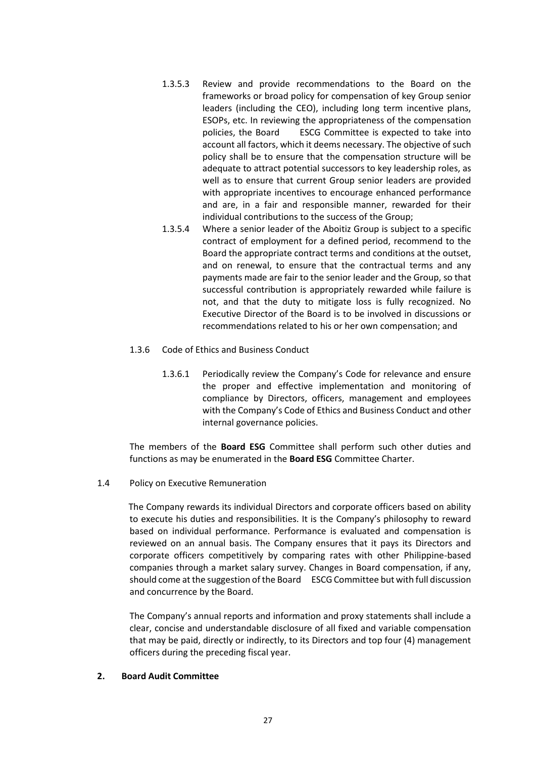1.3.5.3 Review and provide recommendations to the Board on the frameworks or broad policy for compensation of key Group senior leaders (including the CEO), including long term incentive plans, ESOPs, etc. In reviewing the appropriateness of the compensation policies, the Board ESCG Committee is expected to take into account all factors, which it deems necessary. The objective of such policy shall be to ensure that the compensation structure will be adequate to attract potential successors to key leadership roles, as well as to ensure that current Group senior leaders are provided with appropriate incentives to encourage enhanced performance and are, in a fair and responsible manner, rewarded for their individual contributions to the success of the Group;

1.3.5.4 Where a senior leader of the Aboitiz Group is subject to a specific contract of employment for a defined period, recommend to the Board the appropriate contract terms and conditions at the outset, and on renewal, to ensure that the contractual terms and any payments made are fair to the senior leader and the Group, so that successful contribution is appropriately rewarded while failure is not, and that the duty to mitigate loss is fully recognized. No Executive Director of the Board is to be involved in discussions or recommendations related to his or her own compensation; and

1.3.6 Code of Ethics and Business Conduct

1.3.6.1 Periodically review the Company's Code for relevance and ensure the proper and effective implementation and monitoring of compliance by Directors, officers, management and employees with the Company's Code of Ethics and Business Conduct and other internal governance policies.

The members of the **Board ESG** Committee shall perform such other duties and functions as may be enumerated in the **Board ESG** Committee Charter.

1.4 Policy on Executive Remuneration

The Company rewards its individual Directors and corporate officers based on ability to execute his duties and responsibilities. It is the Company's philosophy to reward based on individual performance. Performance is evaluated and compensation is reviewed on an annual basis. The Company ensures that it pays its Directors and corporate officers competitively by comparing rates with other Philippine-based companies through a market salary survey. Changes in Board compensation, if any, should come at the suggestion of the Board ESCG Committee but with full discussion and concurrence by the Board.

The Company's annual reports and information and proxy statements shall include a clear, concise and understandable disclosure of all fixed and variable compensation that may be paid, directly or indirectly, to its Directors and top four (4) management officers during the preceding fiscal year.

**2. Board Audit Committee**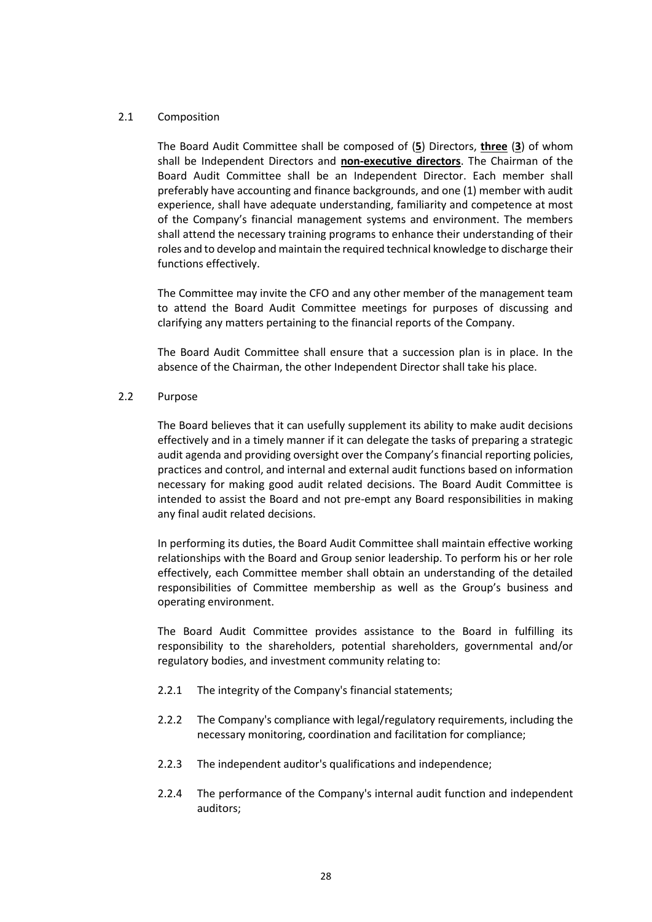2.1 Composition

The Board Audit Committee shall be composed of (**5**) Directors, **three** (**3**) of whom shall be Independent Directors and **non-executive directors**. The Chairman of the Board Audit Committee shall be an Independent Director. Each member shall preferably have accounting and finance backgrounds, and one (1) member with audit experience, shall have adequate understanding, familiarity and competence at most of the Company's financial management systems and environment. The members shall attend the necessary training programs to enhance their understanding of their roles and to develop and maintain the required technical knowledge to discharge their functions effectively.

The Committee may invite the CFO and any other member of the management team to attend the Board Audit Committee meetings for purposes of discussing and clarifying any matters pertaining to the financial reports of the Company.

The Board Audit Committee shall ensure that a succession plan is in place. In the absence of the Chairman, the other Independent Director shall take his place.

2.2 Purpose

The Board believes that it can usefully supplement its ability to make audit decisions effectively and in a timely manner if it can delegate the tasks of preparing a strategic audit agenda and providing oversight over the Company's financial reporting policies, practices and control, and internal and external audit functions based on information necessary for making good audit related decisions. The Board Audit Committee is intended to assist the Board and not pre-empt any Board responsibilities in making any final audit related decisions.

In performing its duties, the Board Audit Committee shall maintain effective working relationships with the Board and Group senior leadership. To perform his or her role effectively, each Committee member shall obtain an understanding of the detailed responsibilities of Committee membership as well as the Group's business and operating environment.

The Board Audit Committee provides assistance to the Board in fulfilling its responsibility to the shareholders, potential shareholders, governmental and/or regulatory bodies, and investment community relating to:

2.2.1 The integrity of the Company's financial statements;

2.2.2 The Company's compliance with legal/regulatory requirements, including the necessary monitoring, coordination and facilitation for compliance;

2.2.3 The independent auditor's qualifications and independence;

2.2.4 The performance of the Company's internal audit function and independent auditors;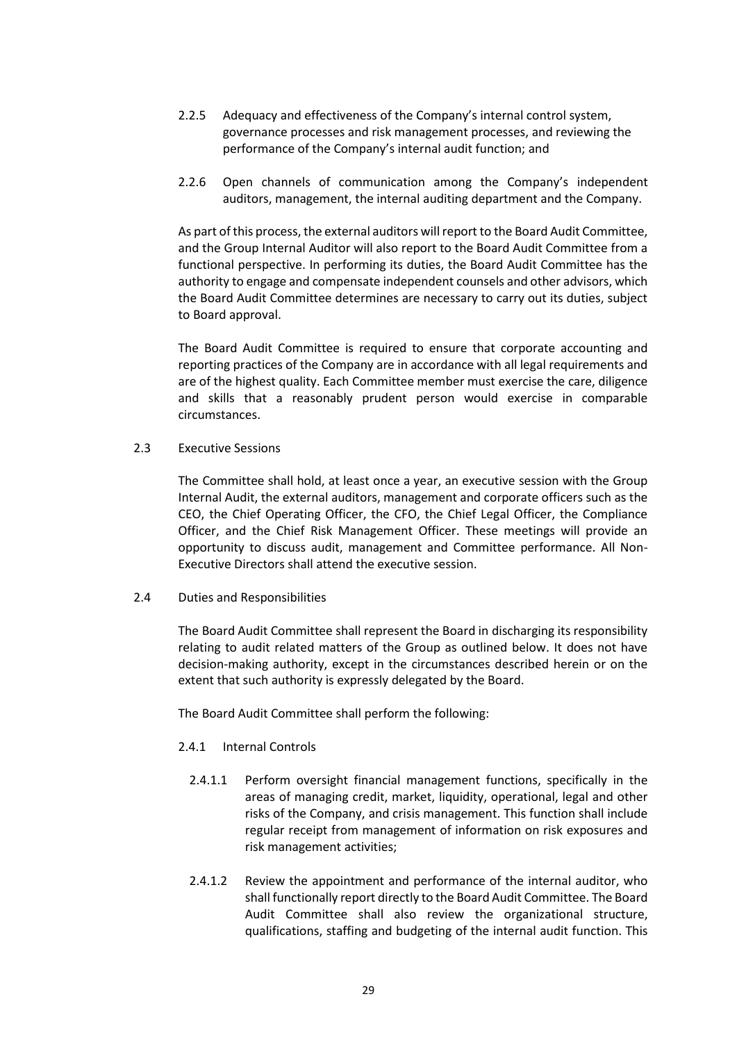2.2.5 Adequacy and effectiveness of the Company's internal control system, governance processes and risk management processes, and reviewing the performance of the Company's internal audit function; and

2.2.6 Open channels of communication among the Company's independent auditors, management, the internal auditing department and the Company.

As part of this process, the external auditors will report to the Board Audit Committee, and the Group Internal Auditor will also report to the Board Audit Committee from a functional perspective. In performing its duties, the Board Audit Committee has the authority to engage and compensate independent counsels and other advisors, which the Board Audit Committee determines are necessary to carry out its duties, subject to Board approval.

The Board Audit Committee is required to ensure that corporate accounting and reporting practices of the Company are in accordance with all legal requirements and are of the highest quality. Each Committee member must exercise the care, diligence and skills that a reasonably prudent person would exercise in comparable circumstances.

2.3 Executive Sessions

The Committee shall hold, at least once a year, an executive session with the Group Internal Audit, the external auditors, management and corporate officers such as the CEO, the Chief Operating Officer, the CFO, the Chief Legal Officer, the Compliance Officer, and the Chief Risk Management Officer. These meetings will provide an opportunity to discuss audit, management and Committee performance. All Non-Executive Directors shall attend the executive session.

2.4 Duties and Responsibilities

The Board Audit Committee shall represent the Board in discharging its responsibility relating to audit related matters of the Group as outlined below. It does not have decision-making authority, except in the circumstances described herein or on the extent that such authority is expressly delegated by the Board.

The Board Audit Committee shall perform the following:

2.4.1 Internal Controls

2.4.1.1 Perform oversight financial management functions, specifically in the areas of managing credit, market, liquidity, operational, legal and other risks of the Company, and crisis management. This function shall include regular receipt from management of information on risk exposures and risk management activities;

2.4.1.2 Review the appointment and performance of the internal auditor, who shall functionally report directly to the Board Audit Committee. The Board Audit Committee shall also review the organizational structure, qualifications, staffing and budgeting of the internal audit function. This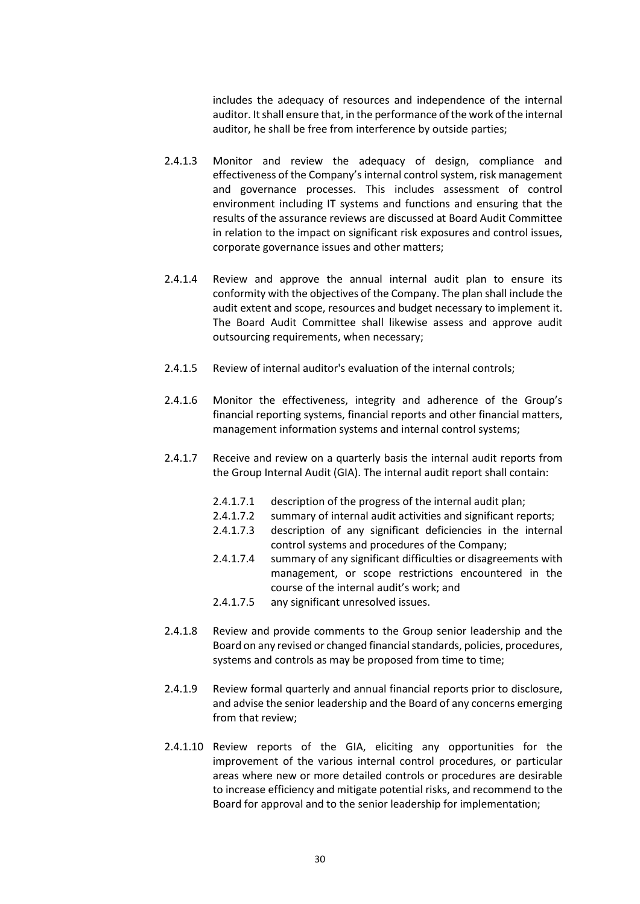includes the adequacy of resources and independence of the internal auditor. It shall ensure that, in the performance of the work of the internal auditor, he shall be free from interference by outside parties;

2.4.1.3 Monitor and review the adequacy of design, compliance and effectiveness of the Company's internal control system, risk management and governance processes. This includes assessment of control environment including IT systems and functions and ensuring that the results of the assurance reviews are discussed at Board Audit Committee in relation to the impact on significant risk exposures and control issues, corporate governance issues and other matters;

2.4.1.4 Review and approve the annual internal audit plan to ensure its conformity with the objectives of the Company. The plan shall include the audit extent and scope, resources and budget necessary to implement it. The Board Audit Committee shall likewise assess and approve audit outsourcing requirements, when necessary;

2.4.1.5 Review of internal auditor's evaluation of the internal controls;

2.4.1.6 Monitor the effectiveness, integrity and adherence of the Group's financial reporting systems, financial reports and other financial matters, management information systems and internal control systems;

2.4.1.7 Receive and review on a quarterly basis the internal audit reports from the Group Internal Audit (GIA). The internal audit report shall contain:

- 2.4.1.7.1 description of the progress of the internal audit plan;
- 2.4.1.7.2 summary of internal audit activities and significant reports;
- 2.4.1.7.3 description of any significant deficiencies in the internal control systems and procedures of the Company;
- 2.4.1.7.4 summary of any significant difficulties or disagreements with management, or scope restrictions encountered in the course of the internal audit's work; and
- 2.4.1.7.5 any significant unresolved issues.

2.4.1.8 Review and provide comments to the Group senior leadership and the Board on any revised or changed financial standards, policies, procedures, systems and controls as may be proposed from time to time;

2.4.1.9 Review formal quarterly and annual financial reports prior to disclosure, and advise the senior leadership and the Board of any concerns emerging from that review;

2.4.1.10 Review reports of the GIA, eliciting any opportunities for the improvement of the various internal control procedures, or particular areas where new or more detailed controls or procedures are desirable to increase efficiency and mitigate potential risks, and recommend to the Board for approval and to the senior leadership for implementation;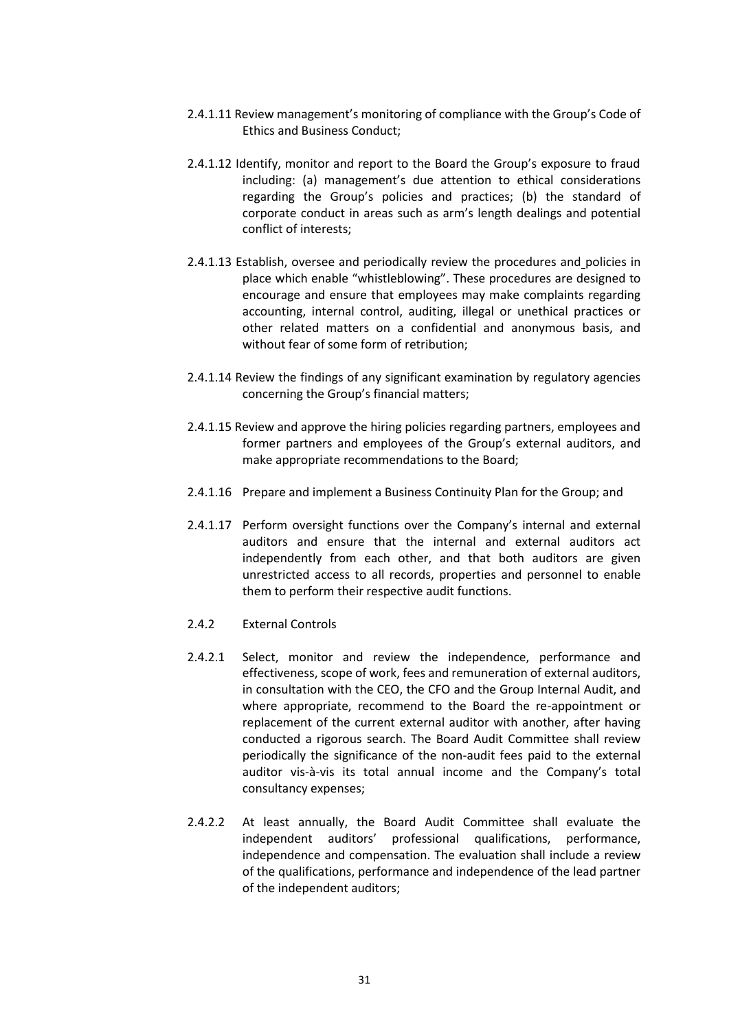2.4.1.11 Review management's monitoring of compliance with the Group's Code of Ethics and Business Conduct;

2.4.1.12 Identify, monitor and report to the Board the Group's exposure to fraud including: (a) management's due attention to ethical considerations regarding the Group's policies and practices; (b) the standard of corporate conduct in areas such as arm's length dealings and potential conflict of interests;

2.4.1.13 Establish, oversee and periodically review the procedures and policies in place which enable "whistleblowing". These procedures are designed to encourage and ensure that employees may make complaints regarding accounting, internal control, auditing, illegal or unethical practices or other related matters on a confidential and anonymous basis, and without fear of some form of retribution;

2.4.1.14 Review the findings of any significant examination by regulatory agencies concerning the Group's financial matters;

2.4.1.15 Review and approve the hiring policies regarding partners, employees and former partners and employees of the Group's external auditors, and make appropriate recommendations to the Board;

2.4.1.16 Prepare and implement a Business Continuity Plan for the Group; and

2.4.1.17 Perform oversight functions over the Company's internal and external auditors and ensure that the internal and external auditors act independently from each other, and that both auditors are given unrestricted access to all records, properties and personnel to enable them to perform their respective audit functions.

2.4.2 External Controls

2.4.2.1 Select, monitor and review the independence, performance and effectiveness, scope of work, fees and remuneration of external auditors, in consultation with the CEO, the CFO and the Group Internal Audit, and where appropriate, recommend to the Board the re-appointment or replacement of the current external auditor with another, after having conducted a rigorous search. The Board Audit Committee shall review periodically the significance of the non-audit fees paid to the external auditor vis-à-vis its total annual income and the Company's total consultancy expenses;

2.4.2.2 At least annually, the Board Audit Committee shall evaluate the independent auditors' professional qualifications, performance, independence and compensation. The evaluation shall include a review of the qualifications, performance and independence of the lead partner of the independent auditors;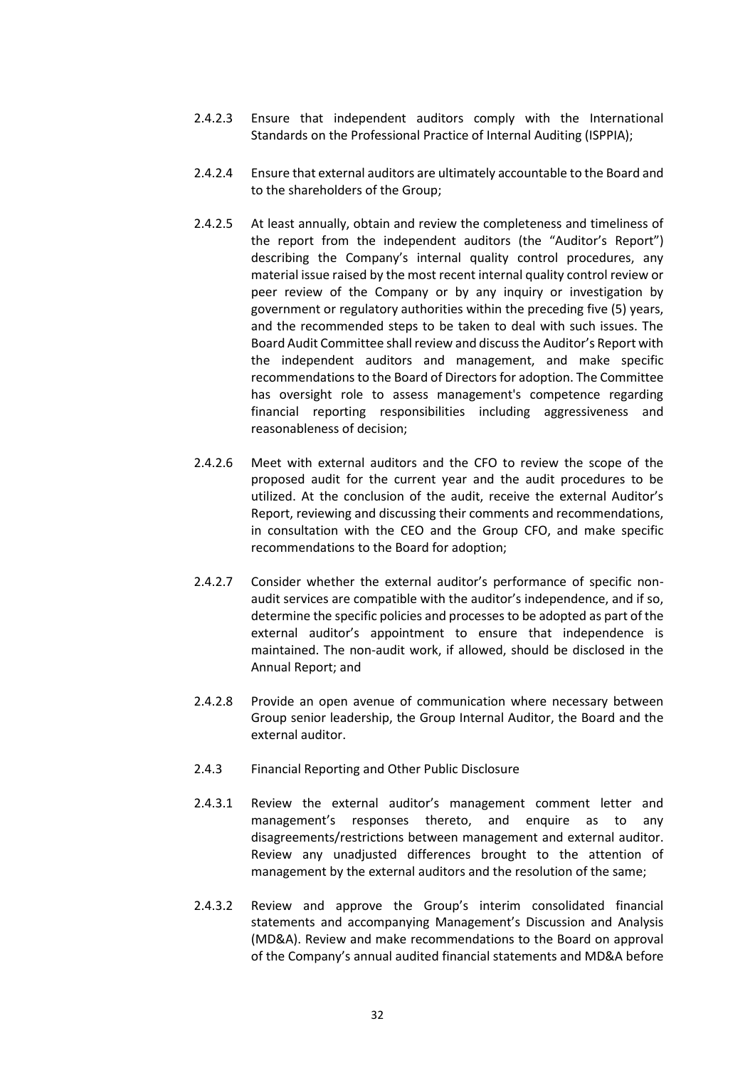2.4.2.3 Ensure that independent auditors comply with the International Standards on the Professional Practice of Internal Auditing (ISPPIA);

2.4.2.4 Ensure that external auditors are ultimately accountable to the Board and to the shareholders of the Group;

2.4.2.5 At least annually, obtain and review the completeness and timeliness of the report from the independent auditors (the "Auditor's Report") describing the Company's internal quality control procedures, any material issue raised by the most recent internal quality control review or peer review of the Company or by any inquiry or investigation by government or regulatory authorities within the preceding five (5) years, and the recommended steps to be taken to deal with such issues. The Board Audit Committee shall review and discuss the Auditor's Report with the independent auditors and management, and make specific recommendations to the Board of Directors for adoption. The Committee has oversight role to assess management's competence regarding financial reporting responsibilities including aggressiveness and reasonableness of decision;

2.4.2.6 Meet with external auditors and the CFO to review the scope of the proposed audit for the current year and the audit procedures to be utilized. At the conclusion of the audit, receive the external Auditor's Report, reviewing and discussing their comments and recommendations, in consultation with the CEO and the Group CFO, and make specific recommendations to the Board for adoption;

2.4.2.7 Consider whether the external auditor's performance of specific non-audit services are compatible with the auditor's independence, and if so, determine the specific policies and processes to be adopted as part of the external auditor's appointment to ensure that independence is maintained. The non-audit work, if allowed, should be disclosed in the Annual Report; and

2.4.2.8 Provide an open avenue of communication where necessary between Group senior leadership, the Group Internal Auditor, the Board and the external auditor.

2.4.3 Financial Reporting and Other Public Disclosure

2.4.3.1 Review the external auditor's management comment letter and management's responses thereto, and enquire as to any disagreements/restrictions between management and external auditor. Review any unadjusted differences brought to the attention of management by the external auditors and the resolution of the same;

2.4.3.2 Review and approve the Group's interim consolidated financial statements and accompanying Management's Discussion and Analysis (MD&A). Review and make recommendations to the Board on approval of the Company's annual audited financial statements and MD&A before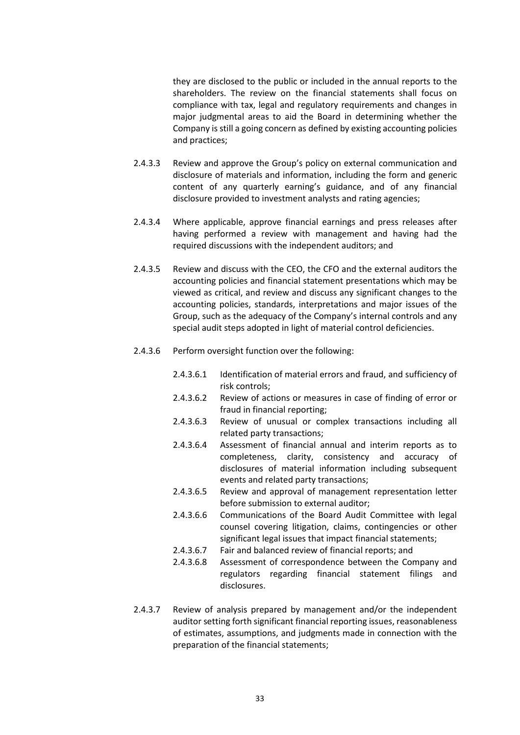they are disclosed to the public or included in the annual reports to the shareholders. The review on the financial statements shall focus on compliance with tax, legal and regulatory requirements and changes in major judgmental areas to aid the Board in determining whether the Company is still a going concern as defined by existing accounting policies and practices;

2.4.3.3 Review and approve the Group's policy on external communication and disclosure of materials and information, including the form and generic content of any quarterly earning's guidance, and of any financial disclosure provided to investment analysts and rating agencies;

2.4.3.4 Where applicable, approve financial earnings and press releases after having performed a review with management and having had the required discussions with the independent auditors; and

2.4.3.5 Review and discuss with the CEO, the CFO and the external auditors the accounting policies and financial statement presentations which may be viewed as critical, and review and discuss any significant changes to the accounting policies, standards, interpretations and major issues of the Group, such as the adequacy of the Company's internal controls and any special audit steps adopted in light of material control deficiencies.

2.4.3.6 Perform oversight function over the following:

- 2.4.3.6.1 Identification of material errors and fraud, and sufficiency of risk controls;
- 2.4.3.6.2 Review of actions or measures in case of finding of error or fraud in financial reporting;
- 2.4.3.6.3 Review of unusual or complex transactions including all related party transactions;
- 2.4.3.6.4 Assessment of financial annual and interim reports as to completeness, clarity, consistency and accuracy of disclosures of material information including subsequent events and related party transactions;
- 2.4.3.6.5 Review and approval of management representation letter before submission to external auditor;
- 2.4.3.6.6 Communications of the Board Audit Committee with legal counsel covering litigation, claims, contingencies or other significant legal issues that impact financial statements;
- 2.4.3.6.7 Fair and balanced review of financial reports; and
- 2.4.3.6.8 Assessment of correspondence between the Company and regulators regarding financial statement filings and disclosures.

2.4.3.7 Review of analysis prepared by management and/or the independent auditor setting forth significant financial reporting issues, reasonableness of estimates, assumptions, and judgments made in connection with the preparation of the financial statements;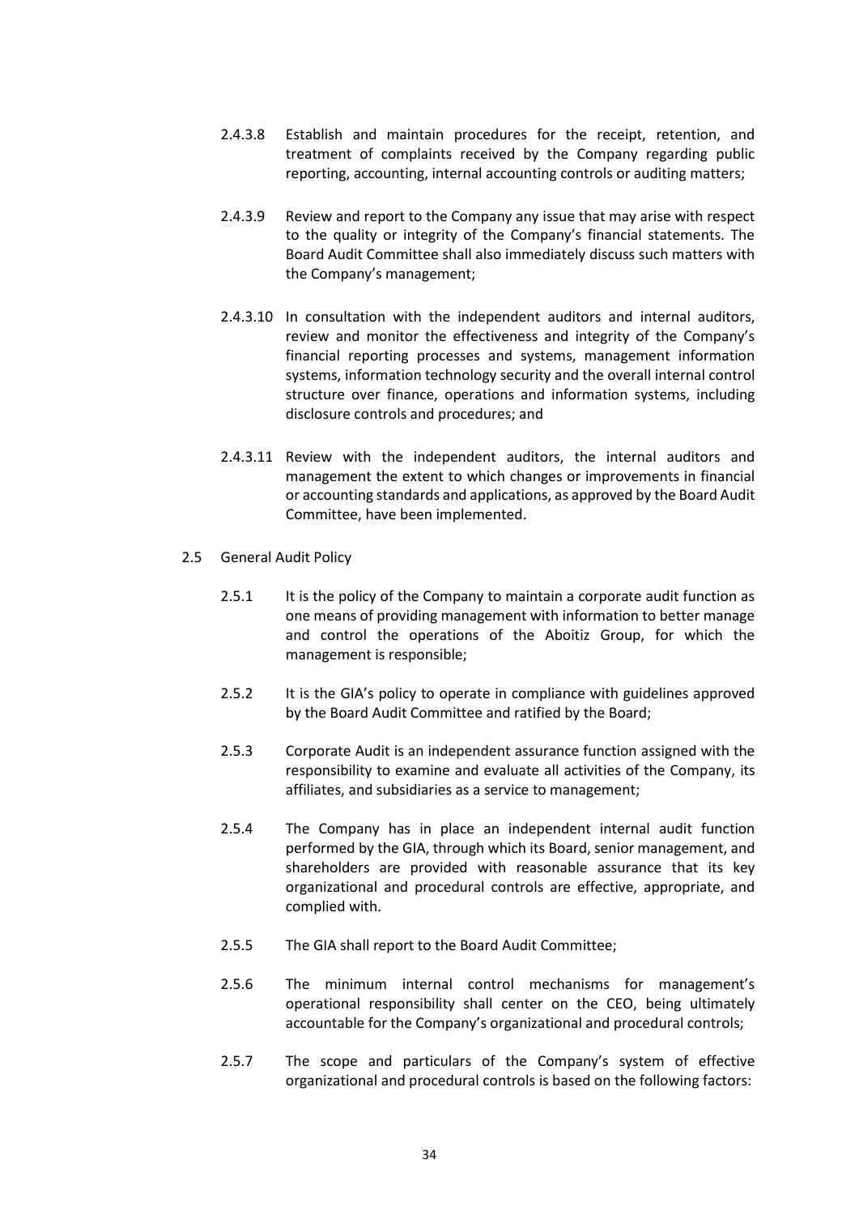2.4.3.8 Establish and maintain procedures for the receipt, retention, and treatment of complaints received by the Company regarding public reporting, accounting, internal accounting controls or auditing matters;

2.4.3.9 Review and report to the Company any issue that may arise with respect to the quality or integrity of the Company's financial statements. The Board Audit Committee shall also immediately discuss such matters with the Company's management;

2.4.3.10 In consultation with the independent auditors and internal auditors, review and monitor the effectiveness and integrity of the Company's financial reporting processes and systems, management information systems, information technology security and the overall internal control structure over finance, operations and information systems, including disclosure controls and procedures; and

2.4.3.11 Review with the independent auditors, the internal auditors and management the extent to which changes or improvements in financial or accounting standards and applications, as approved by the Board Audit Committee, have been implemented.

2.5 General Audit Policy

2.5.1 It is the policy of the Company to maintain a corporate audit function as one means of providing management with information to better manage and control the operations of the Aboitiz Group, for which the management is responsible;

2.5.2 It is the GIA's policy to operate in compliance with guidelines approved by the Board Audit Committee and ratified by the Board;

2.5.3 Corporate Audit is an independent assurance function assigned with the responsibility to examine and evaluate all activities of the Company, its affiliates, and subsidiaries as a service to management;

2.5.4 The Company has in place an independent internal audit function performed by the GIA, through which its Board, senior management, and shareholders are provided with reasonable assurance that its key organizational and procedural controls are effective, appropriate, and complied with.

2.5.5 The GIA shall report to the Board Audit Committee;

2.5.6 The minimum internal control mechanisms for management's operational responsibility shall center on the CEO, being ultimately accountable for the Company's organizational and procedural controls;

2.5.7 The scope and particulars of the Company's system of effective organizational and procedural controls is based on the following factors: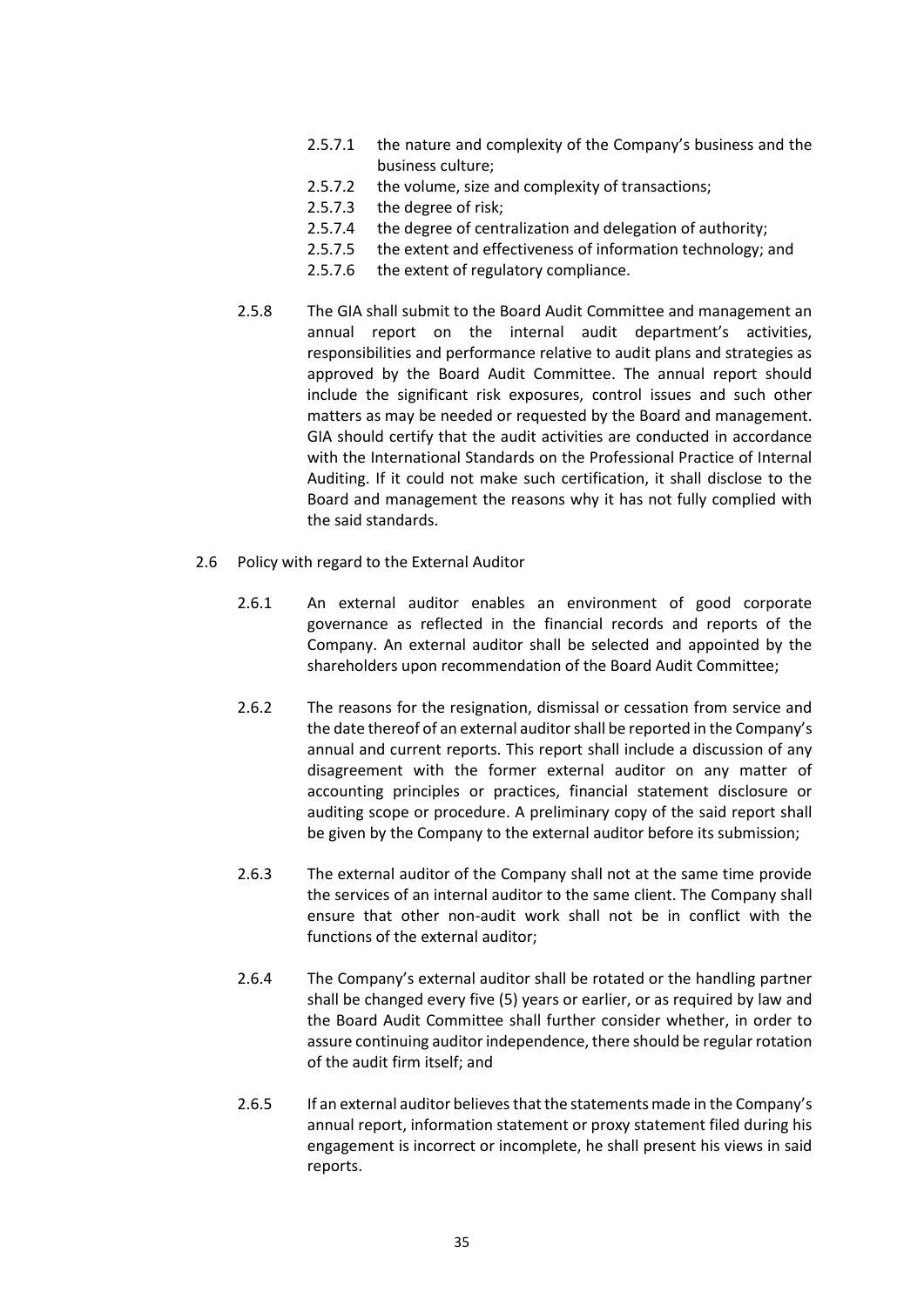2.5.7.1 the nature and complexity of the Company's business and the business culture;

2.5.7.2 the volume, size and complexity of transactions;

2.5.7.3 the degree of risk;

2.5.7.4 the degree of centralization and delegation of authority;

2.5.7.5 the extent and effectiveness of information technology; and

2.5.7.6 the extent of regulatory compliance.

2.5.8 The GIA shall submit to the Board Audit Committee and management an annual report on the internal audit department's activities, responsibilities and performance relative to audit plans and strategies as approved by the Board Audit Committee. The annual report should include the significant risk exposures, control issues and such other matters as may be needed or requested by the Board and management. GIA should certify that the audit activities are conducted in accordance with the International Standards on the Professional Practice of Internal Auditing. If it could not make such certification, it shall disclose to the Board and management the reasons why it has not fully complied with the said standards.

2.6 Policy with regard to the External Auditor

2.6.1 An external auditor enables an environment of good corporate governance as reflected in the financial records and reports of the Company. An external auditor shall be selected and appointed by the shareholders upon recommendation of the Board Audit Committee;

2.6.2 The reasons for the resignation, dismissal or cessation from service and the date thereof of an external auditor shall be reported in the Company's annual and current reports. This report shall include a discussion of any disagreement with the former external auditor on any matter of accounting principles or practices, financial statement disclosure or auditing scope or procedure. A preliminary copy of the said report shall be given by the Company to the external auditor before its submission;

2.6.3 The external auditor of the Company shall not at the same time provide the services of an internal auditor to the same client. The Company shall ensure that other non-audit work shall not be in conflict with the functions of the external auditor;

2.6.4 The Company's external auditor shall be rotated or the handling partner shall be changed every five (5) years or earlier, or as required by law and the Board Audit Committee shall further consider whether, in order to assure continuing auditor independence, there should be regular rotation of the audit firm itself; and

2.6.5 If an external auditor believes that the statements made in the Company's annual report, information statement or proxy statement filed during his engagement is incorrect or incomplete, he shall present his views in said reports.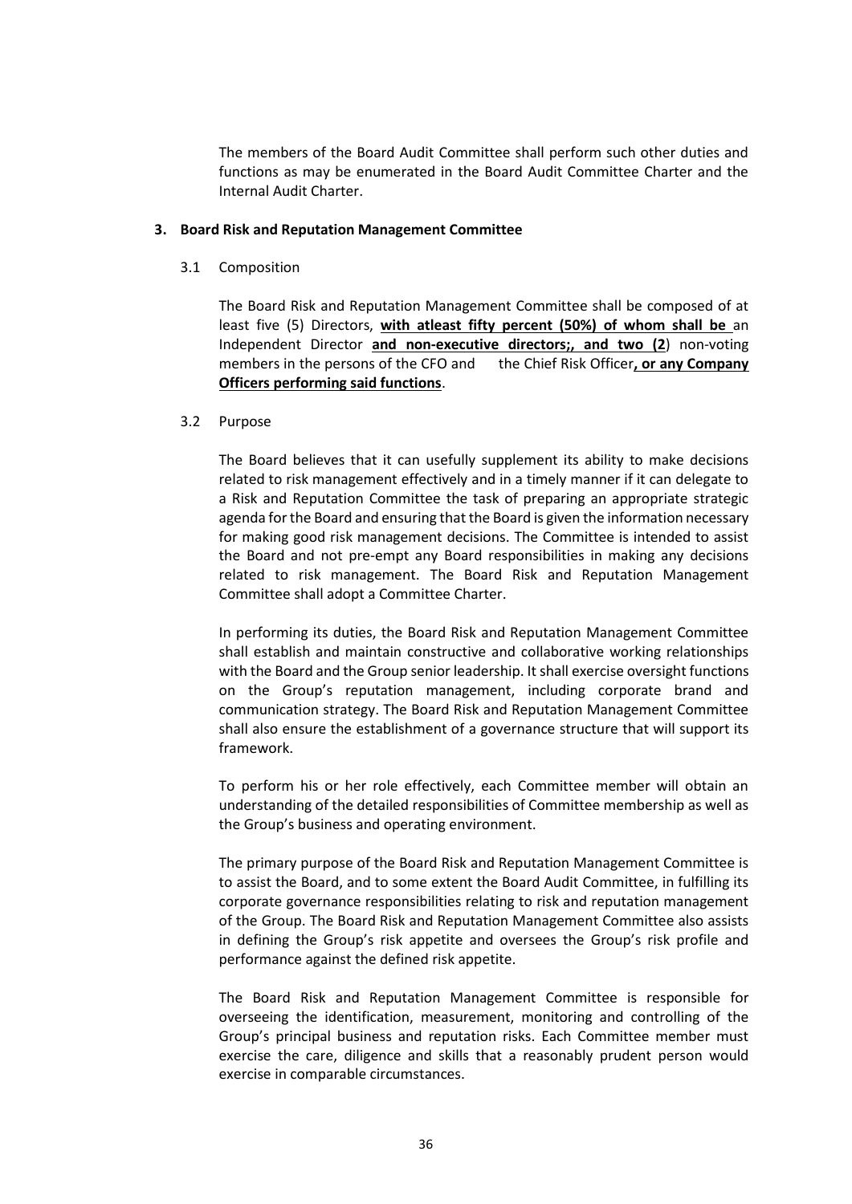The members of the Board Audit Committee shall perform such other duties and functions as may be enumerated in the Board Audit Committee Charter and the Internal Audit Charter.

**3. Board Risk and Reputation Management Committee**

3.1 Composition

The Board Risk and Reputation Management Committee shall be composed of at least five (5) Directors, **with atleast fifty percent (50%) of whom shall be** an Independent Director **and non-executive directors;, and two (2**) non-voting members in the persons of the CFO and the Chief Risk Officer**, or any Company Officers performing said functions**.

3.2 Purpose

The Board believes that it can usefully supplement its ability to make decisions related to risk management effectively and in a timely manner if it can delegate to a Risk and Reputation Committee the task of preparing an appropriate strategic agenda for the Board and ensuring that the Board is given the information necessary for making good risk management decisions. The Committee is intended to assist the Board and not pre-empt any Board responsibilities in making any decisions related to risk management. The Board Risk and Reputation Management Committee shall adopt a Committee Charter.

In performing its duties, the Board Risk and Reputation Management Committee shall establish and maintain constructive and collaborative working relationships with the Board and the Group senior leadership. It shall exercise oversight functions on the Group's reputation management, including corporate brand and communication strategy. The Board Risk and Reputation Management Committee shall also ensure the establishment of a governance structure that will support its framework.

To perform his or her role effectively, each Committee member will obtain an understanding of the detailed responsibilities of Committee membership as well as the Group's business and operating environment.

The primary purpose of the Board Risk and Reputation Management Committee is to assist the Board, and to some extent the Board Audit Committee, in fulfilling its corporate governance responsibilities relating to risk and reputation management of the Group. The Board Risk and Reputation Management Committee also assists in defining the Group's risk appetite and oversees the Group's risk profile and performance against the defined risk appetite.

The Board Risk and Reputation Management Committee is responsible for overseeing the identification, measurement, monitoring and controlling of the Group's principal business and reputation risks. Each Committee member must exercise the care, diligence and skills that a reasonably prudent person would exercise in comparable circumstances.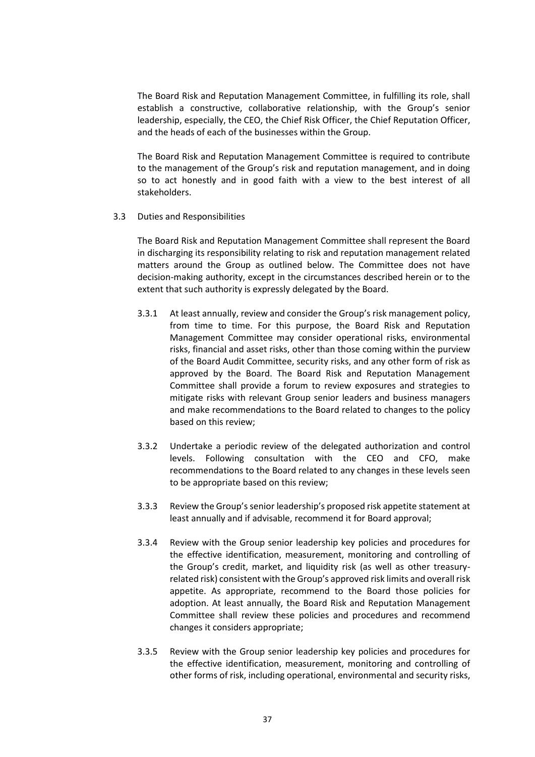The Board Risk and Reputation Management Committee, in fulfilling its role, shall establish a constructive, collaborative relationship, with the Group's senior leadership, especially, the CEO, the Chief Risk Officer, the Chief Reputation Officer, and the heads of each of the businesses within the Group.

The Board Risk and Reputation Management Committee is required to contribute to the management of the Group's risk and reputation management, and in doing so to act honestly and in good faith with a view to the best interest of all stakeholders.

3.3 Duties and Responsibilities

The Board Risk and Reputation Management Committee shall represent the Board in discharging its responsibility relating to risk and reputation management related matters around the Group as outlined below. The Committee does not have decision-making authority, except in the circumstances described herein or to the extent that such authority is expressly delegated by the Board.

3.3.1 At least annually, review and consider the Group's risk management policy, from time to time. For this purpose, the Board Risk and Reputation Management Committee may consider operational risks, environmental risks, financial and asset risks, other than those coming within the purview of the Board Audit Committee, security risks, and any other form of risk as approved by the Board. The Board Risk and Reputation Management Committee shall provide a forum to review exposures and strategies to mitigate risks with relevant Group senior leaders and business managers and make recommendations to the Board related to changes to the policy based on this review;

3.3.2 Undertake a periodic review of the delegated authorization and control levels. Following consultation with the CEO and CFO, make recommendations to the Board related to any changes in these levels seen to be appropriate based on this review;

3.3.3 Review the Group's senior leadership's proposed risk appetite statement at least annually and if advisable, recommend it for Board approval;

3.3.4 Review with the Group senior leadership key policies and procedures for the effective identification, measurement, monitoring and controlling of the Group's credit, market, and liquidity risk (as well as other treasury-related risk) consistent with the Group's approved risk limits and overall risk appetite. As appropriate, recommend to the Board those policies for adoption. At least annually, the Board Risk and Reputation Management Committee shall review these policies and procedures and recommend changes it considers appropriate;

3.3.5 Review with the Group senior leadership key policies and procedures for the effective identification, measurement, monitoring and controlling of other forms of risk, including operational, environmental and security risks,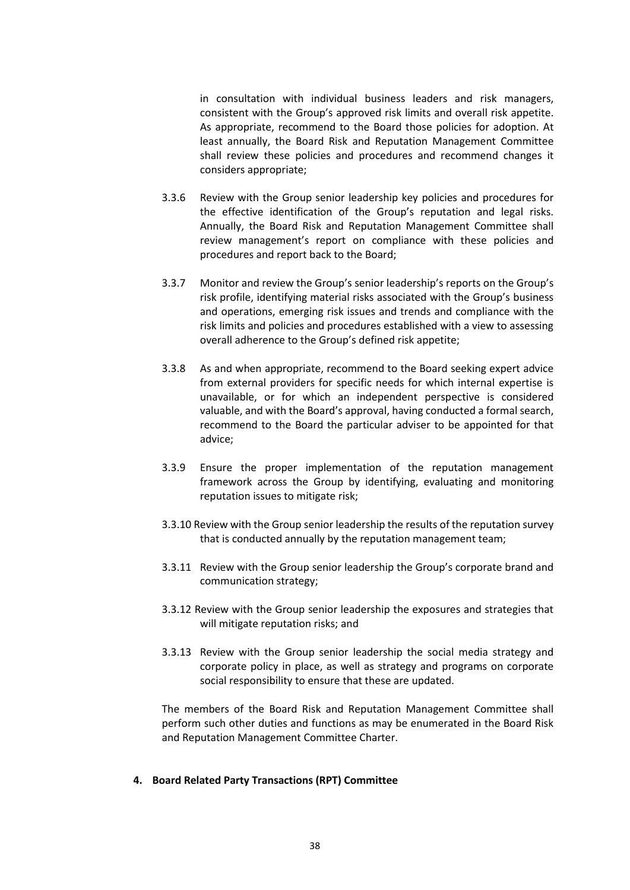in consultation with individual business leaders and risk managers, consistent with the Group's approved risk limits and overall risk appetite. As appropriate, recommend to the Board those policies for adoption. At least annually, the Board Risk and Reputation Management Committee shall review these policies and procedures and recommend changes it considers appropriate;

3.3.6 Review with the Group senior leadership key policies and procedures for the effective identification of the Group's reputation and legal risks. Annually, the Board Risk and Reputation Management Committee shall review management's report on compliance with these policies and procedures and report back to the Board;

3.3.7 Monitor and review the Group's senior leadership's reports on the Group's risk profile, identifying material risks associated with the Group's business and operations, emerging risk issues and trends and compliance with the risk limits and policies and procedures established with a view to assessing overall adherence to the Group's defined risk appetite;

3.3.8 As and when appropriate, recommend to the Board seeking expert advice from external providers for specific needs for which internal expertise is unavailable, or for which an independent perspective is considered valuable, and with the Board's approval, having conducted a formal search, recommend to the Board the particular adviser to be appointed for that advice;

3.3.9 Ensure the proper implementation of the reputation management framework across the Group by identifying, evaluating and monitoring reputation issues to mitigate risk;

3.3.10 Review with the Group senior leadership the results of the reputation survey that is conducted annually by the reputation management team;

3.3.11 Review with the Group senior leadership the Group's corporate brand and communication strategy;

3.3.12 Review with the Group senior leadership the exposures and strategies that will mitigate reputation risks; and

3.3.13 Review with the Group senior leadership the social media strategy and corporate policy in place, as well as strategy and programs on corporate social responsibility to ensure that these are updated.

The members of the Board Risk and Reputation Management Committee shall perform such other duties and functions as may be enumerated in the Board Risk and Reputation Management Committee Charter.

**4. Board Related Party Transactions (RPT) Committee**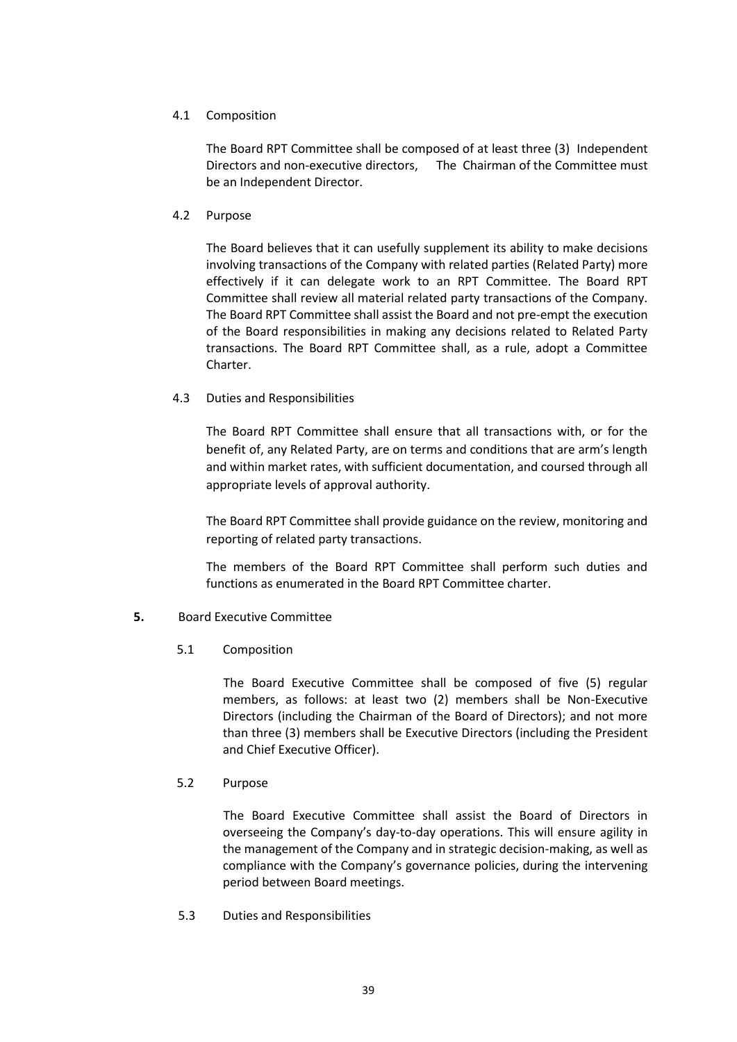4.1 Composition

The Board RPT Committee shall be composed of at least three (3) Independent Directors and non-executive directors, The Chairman of the Committee must be an Independent Director.

4.2 Purpose

The Board believes that it can usefully supplement its ability to make decisions involving transactions of the Company with related parties (Related Party) more effectively if it can delegate work to an RPT Committee. The Board RPT Committee shall review all material related party transactions of the Company. The Board RPT Committee shall assist the Board and not pre-empt the execution of the Board responsibilities in making any decisions related to Related Party transactions. The Board RPT Committee shall, as a rule, adopt a Committee Charter.

4.3 Duties and Responsibilities

The Board RPT Committee shall ensure that all transactions with, or for the benefit of, any Related Party, are on terms and conditions that are arm's length and within market rates, with sufficient documentation, and coursed through all appropriate levels of approval authority.

The Board RPT Committee shall provide guidance on the review, monitoring and reporting of related party transactions.

The members of the Board RPT Committee shall perform such duties and functions as enumerated in the Board RPT Committee charter.

**5.** Board Executive Committee

5.1 Composition

The Board Executive Committee shall be composed of five (5) regular members, as follows: at least two (2) members shall be Non-Executive Directors (including the Chairman of the Board of Directors); and not more than three (3) members shall be Executive Directors (including the President and Chief Executive Officer).

5.2 Purpose

The Board Executive Committee shall assist the Board of Directors in overseeing the Company's day-to-day operations. This will ensure agility in the management of the Company and in strategic decision-making, as well as compliance with the Company's governance policies, during the intervening period between Board meetings.

5.3 Duties and Responsibilities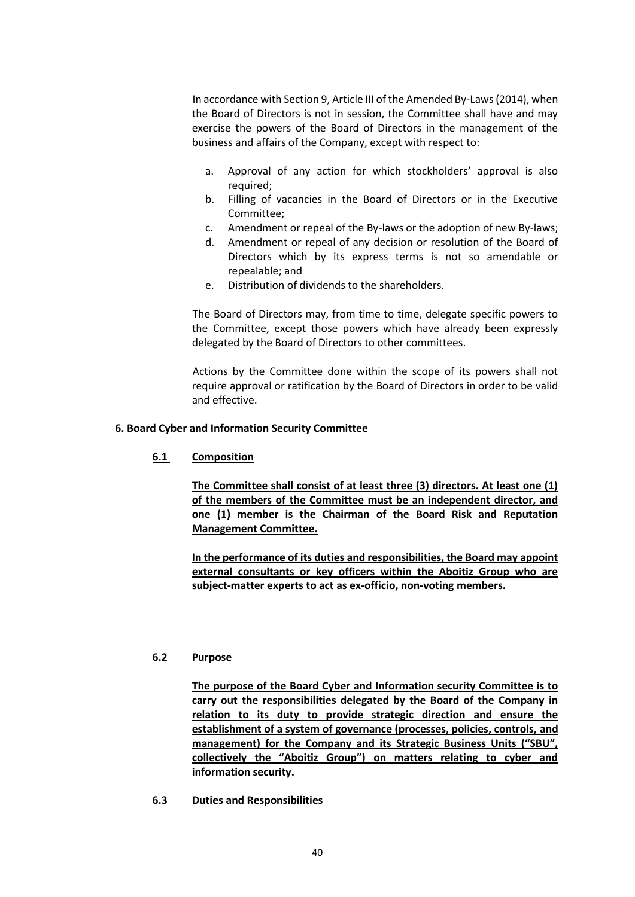In accordance with Section 9, Article III of the Amended By-Laws (2014), when the Board of Directors is not in session, the Committee shall have and may exercise the powers of the Board of Directors in the management of the business and affairs of the Company, except with respect to:

a. Approval of any action for which stockholders' approval is also required;
b. Filling of vacancies in the Board of Directors or in the Executive Committee;
c. Amendment or repeal of the By-laws or the adoption of new By-laws;
d. Amendment or repeal of any decision or resolution of the Board of Directors which by its express terms is not so amendable or repealable; and
e. Distribution of dividends to the shareholders.

The Board of Directors may, from time to time, delegate specific powers to the Committee, except those powers which have already been expressly delegated by the Board of Directors to other committees.

Actions by the Committee done within the scope of its powers shall not require approval or ratification by the Board of Directors in order to be valid and effective.

## 6. Board Cyber and Information Security Committee

### 6.1 Composition

**The Committee shall consist of at least three (3) directors. At least one (1) of the members of the Committee must be an independent director, and one (1) member is the Chairman of the Board Risk and Reputation Management Committee.**

**In the performance of its duties and responsibilities, the Board may appoint external consultants or key officers within the Aboitiz Group who are subject-matter experts to act as ex-officio, non-voting members.**

### 6.2 Purpose

**The purpose of the Board Cyber and Information security Committee is to carry out the responsibilities delegated by the Board of the Company in relation to its duty to provide strategic direction and ensure the establishment of a system of governance (processes, policies, controls, and management) for the Company and its Strategic Business Units ("SBU", collectively the "Aboitiz Group") on matters relating to cyber and information security.**

### 6.3 Duties and Responsibilities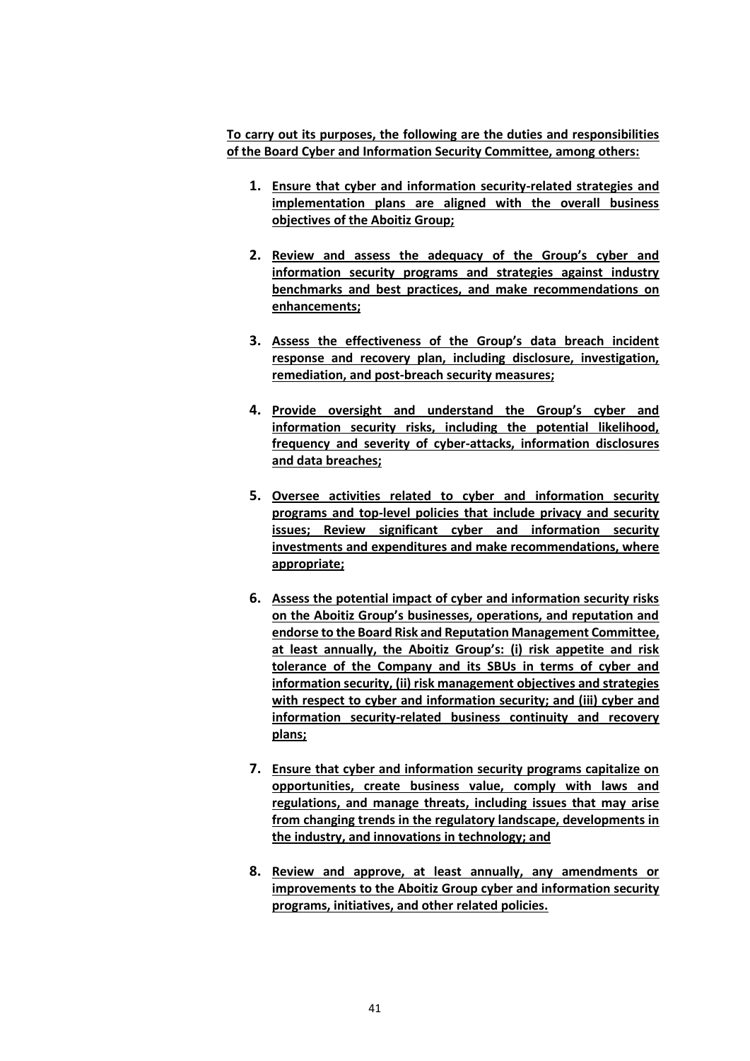**To carry out its purposes, the following are the duties and responsibilities of the Board Cyber and Information Security Committee, among others:**

1. **Ensure that cyber and information security-related strategies and implementation plans are aligned with the overall business objectives of the Aboitiz Group;**

2. **Review and assess the adequacy of the Group's cyber and information security programs and strategies against industry benchmarks and best practices, and make recommendations on enhancements;**

3. **Assess the effectiveness of the Group's data breach incident response and recovery plan, including disclosure, investigation, remediation, and post-breach security measures;**

4. **Provide oversight and understand the Group's cyber and information security risks, including the potential likelihood, frequency and severity of cyber-attacks, information disclosures and data breaches;**

5. **Oversee activities related to cyber and information security programs and top-level policies that include privacy and security issues; Review significant cyber and information security investments and expenditures and make recommendations, where appropriate;**

6. **Assess the potential impact of cyber and information security risks on the Aboitiz Group's businesses, operations, and reputation and endorse to the Board Risk and Reputation Management Committee, at least annually, the Aboitiz Group's: (i) risk appetite and risk tolerance of the Company and its SBUs in terms of cyber and information security, (ii) risk management objectives and strategies with respect to cyber and information security; and (iii) cyber and information security-related business continuity and recovery plans;**

7. **Ensure that cyber and information security programs capitalize on opportunities, create business value, comply with laws and regulations, and manage threats, including issues that may arise from changing trends in the regulatory landscape, developments in the industry, and innovations in technology; and**

8. **Review and approve, at least annually, any amendments or improvements to the Aboitiz Group cyber and information security programs, initiatives, and other related policies.**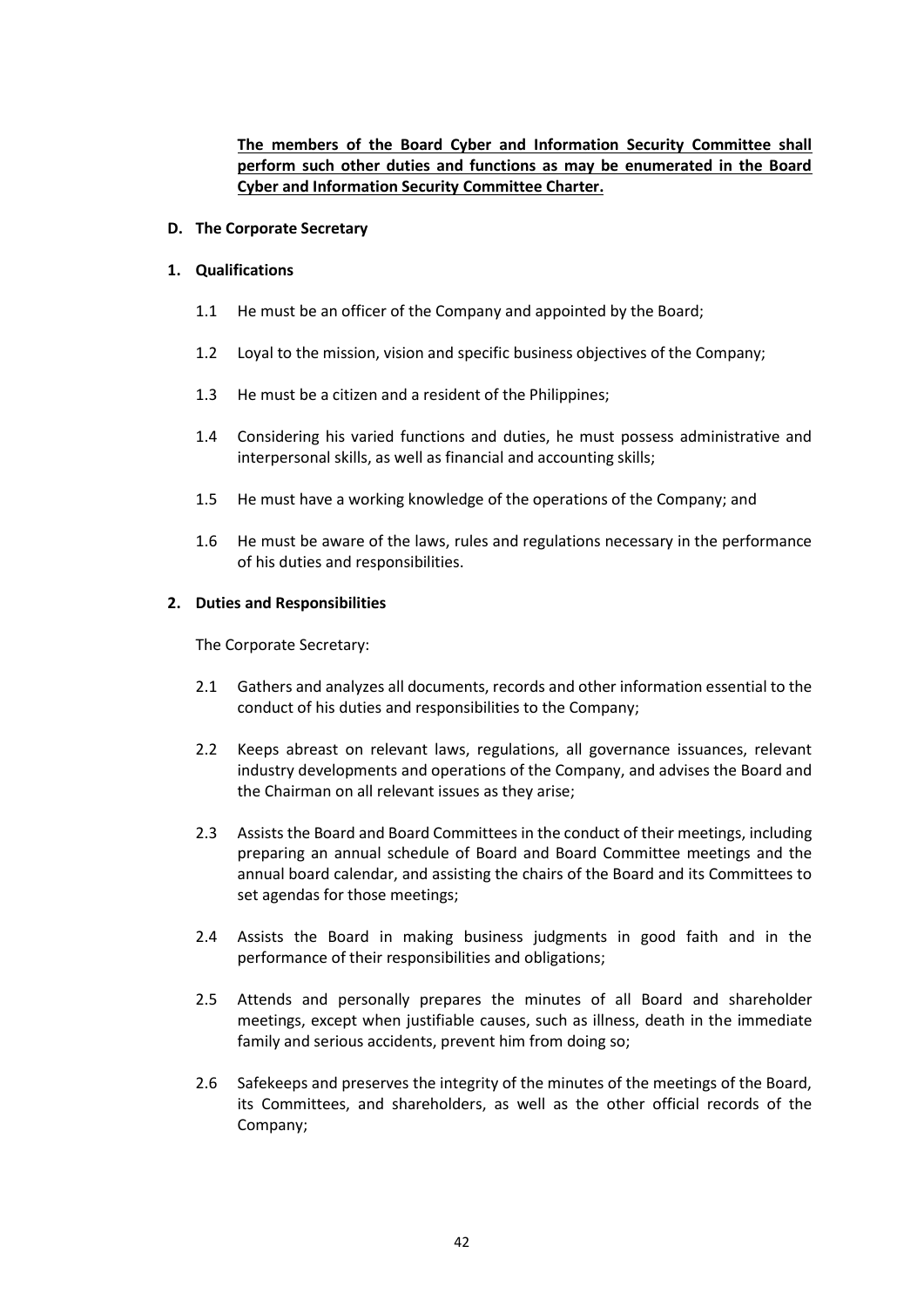<u>**The members of the Board Cyber and Information Security Committee shall perform such other duties and functions as may be enumerated in the Board Cyber and Information Security Committee Charter.**</u>

**D. The Corporate Secretary**

**1. Qualifications**

1.1 He must be an officer of the Company and appointed by the Board;

1.2 Loyal to the mission, vision and specific business objectives of the Company;

1.3 He must be a citizen and a resident of the Philippines;

1.4 Considering his varied functions and duties, he must possess administrative and interpersonal skills, as well as financial and accounting skills;

1.5 He must have a working knowledge of the operations of the Company; and

1.6 He must be aware of the laws, rules and regulations necessary in the performance of his duties and responsibilities.

**2. Duties and Responsibilities**

The Corporate Secretary:

2.1 Gathers and analyzes all documents, records and other information essential to the conduct of his duties and responsibilities to the Company;

2.2 Keeps abreast on relevant laws, regulations, all governance issuances, relevant industry developments and operations of the Company, and advises the Board and the Chairman on all relevant issues as they arise;

2.3 Assists the Board and Board Committees in the conduct of their meetings, including preparing an annual schedule of Board and Board Committee meetings and the annual board calendar, and assisting the chairs of the Board and its Committees to set agendas for those meetings;

2.4 Assists the Board in making business judgments in good faith and in the performance of their responsibilities and obligations;

2.5 Attends and personally prepares the minutes of all Board and shareholder meetings, except when justifiable causes, such as illness, death in the immediate family and serious accidents, prevent him from doing so;

2.6 Safekeeps and preserves the integrity of the minutes of the meetings of the Board, its Committees, and shareholders, as well as the other official records of the Company;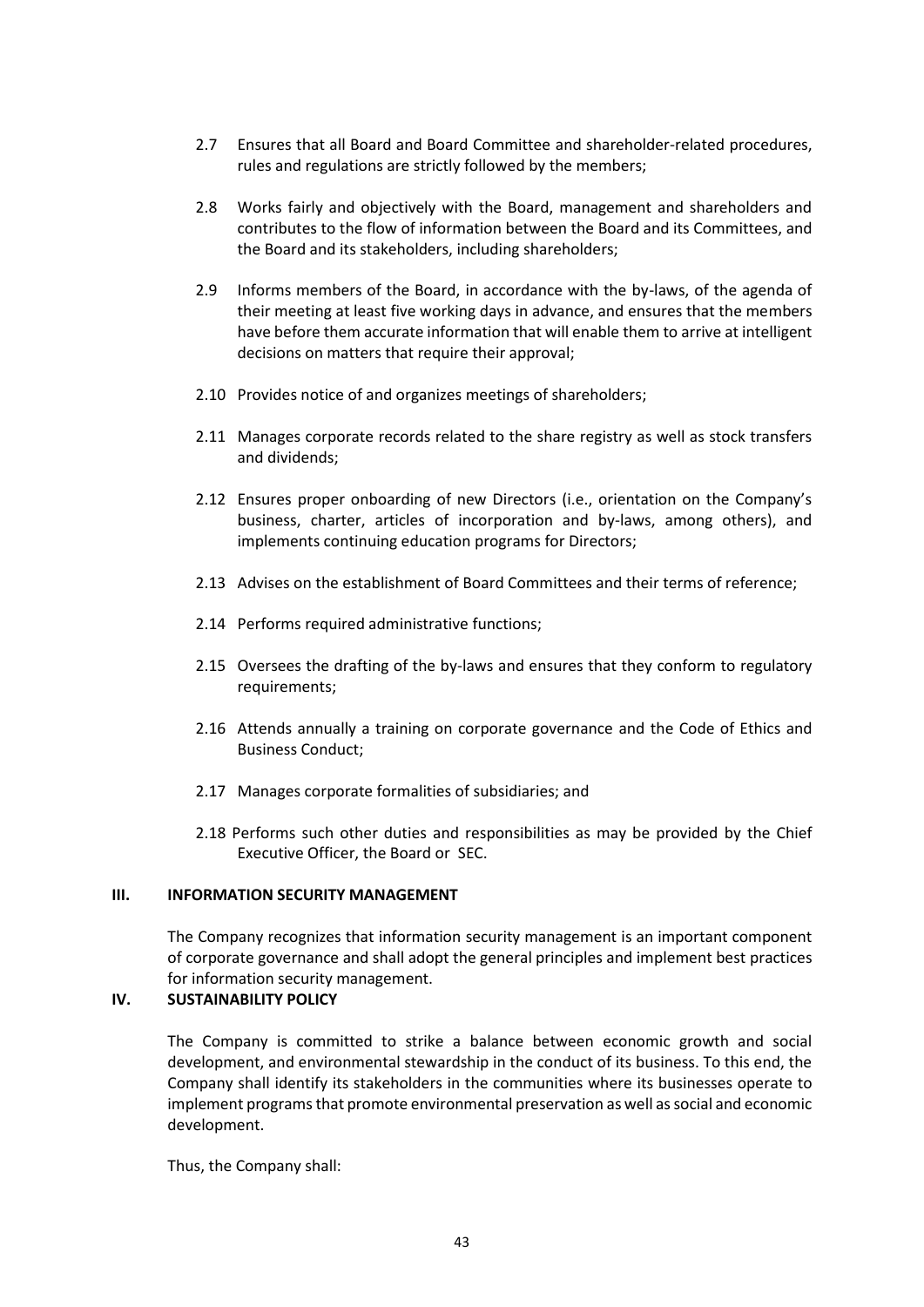2.7 Ensures that all Board and Board Committee and shareholder-related procedures, rules and regulations are strictly followed by the members;

2.8 Works fairly and objectively with the Board, management and shareholders and contributes to the flow of information between the Board and its Committees, and the Board and its stakeholders, including shareholders;

2.9 Informs members of the Board, in accordance with the by-laws, of the agenda of their meeting at least five working days in advance, and ensures that the members have before them accurate information that will enable them to arrive at intelligent decisions on matters that require their approval;

2.10 Provides notice of and organizes meetings of shareholders;

2.11 Manages corporate records related to the share registry as well as stock transfers and dividends;

2.12 Ensures proper onboarding of new Directors (i.e., orientation on the Company's business, charter, articles of incorporation and by-laws, among others), and implements continuing education programs for Directors;

2.13 Advises on the establishment of Board Committees and their terms of reference;

2.14 Performs required administrative functions;

2.15 Oversees the drafting of the by-laws and ensures that they conform to regulatory requirements;

2.16 Attends annually a training on corporate governance and the Code of Ethics and Business Conduct;

2.17 Manages corporate formalities of subsidiaries; and

2.18 Performs such other duties and responsibilities as may be provided by the Chief Executive Officer, the Board or SEC.

## III. INFORMATION SECURITY MANAGEMENT

The Company recognizes that information security management is an important component of corporate governance and shall adopt the general principles and implement best practices for information security management.

## IV. SUSTAINABILITY POLICY

The Company is committed to strike a balance between economic growth and social development, and environmental stewardship in the conduct of its business. To this end, the Company shall identify its stakeholders in the communities where its businesses operate to implement programs that promote environmental preservation as well as social and economic development.

Thus, the Company shall: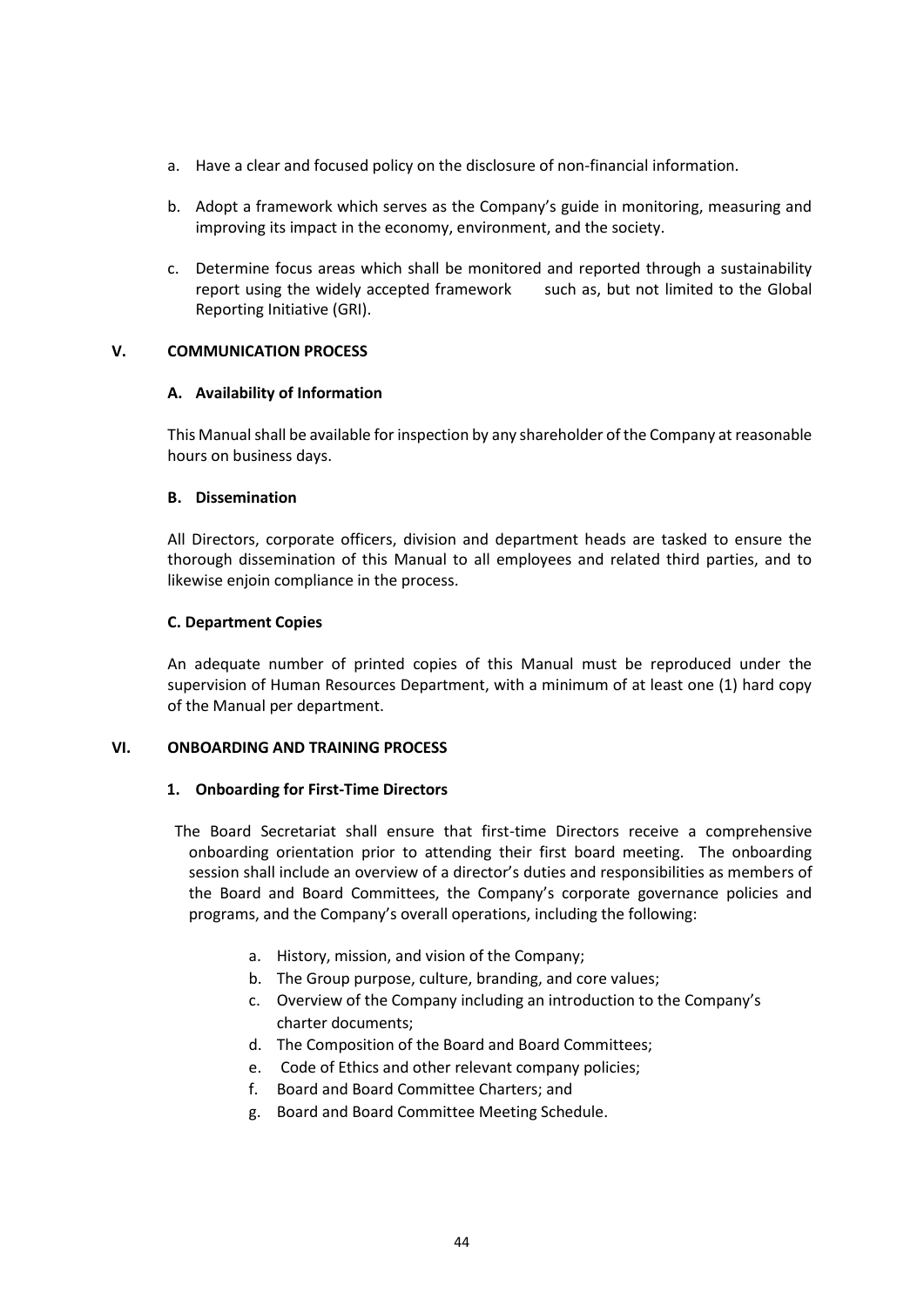a. Have a clear and focused policy on the disclosure of non-financial information.

b. Adopt a framework which serves as the Company's guide in monitoring, measuring and improving its impact in the economy, environment, and the society.

c. Determine focus areas which shall be monitored and reported through a sustainability report using the widely accepted framework such as, but not limited to the Global Reporting Initiative (GRI).

## V. COMMUNICATION PROCESS

### A. Availability of Information

This Manual shall be available for inspection by any shareholder of the Company at reasonable hours on business days.

### B. Dissemination

All Directors, corporate officers, division and department heads are tasked to ensure the thorough dissemination of this Manual to all employees and related third parties, and to likewise enjoin compliance in the process.

### C. Department Copies

An adequate number of printed copies of this Manual must be reproduced under the supervision of Human Resources Department, with a minimum of at least one (1) hard copy of the Manual per department.

## VI. ONBOARDING AND TRAINING PROCESS

### 1. Onboarding for First-Time Directors

The Board Secretariat shall ensure that first-time Directors receive a comprehensive onboarding orientation prior to attending their first board meeting. The onboarding session shall include an overview of a director's duties and responsibilities as members of the Board and Board Committees, the Company's corporate governance policies and programs, and the Company's overall operations, including the following:

a. History, mission, and vision of the Company;
b. The Group purpose, culture, branding, and core values;
c. Overview of the Company including an introduction to the Company's charter documents;
d. The Composition of the Board and Board Committees;
e. Code of Ethics and other relevant company policies;
f. Board and Board Committee Charters; and
g. Board and Board Committee Meeting Schedule.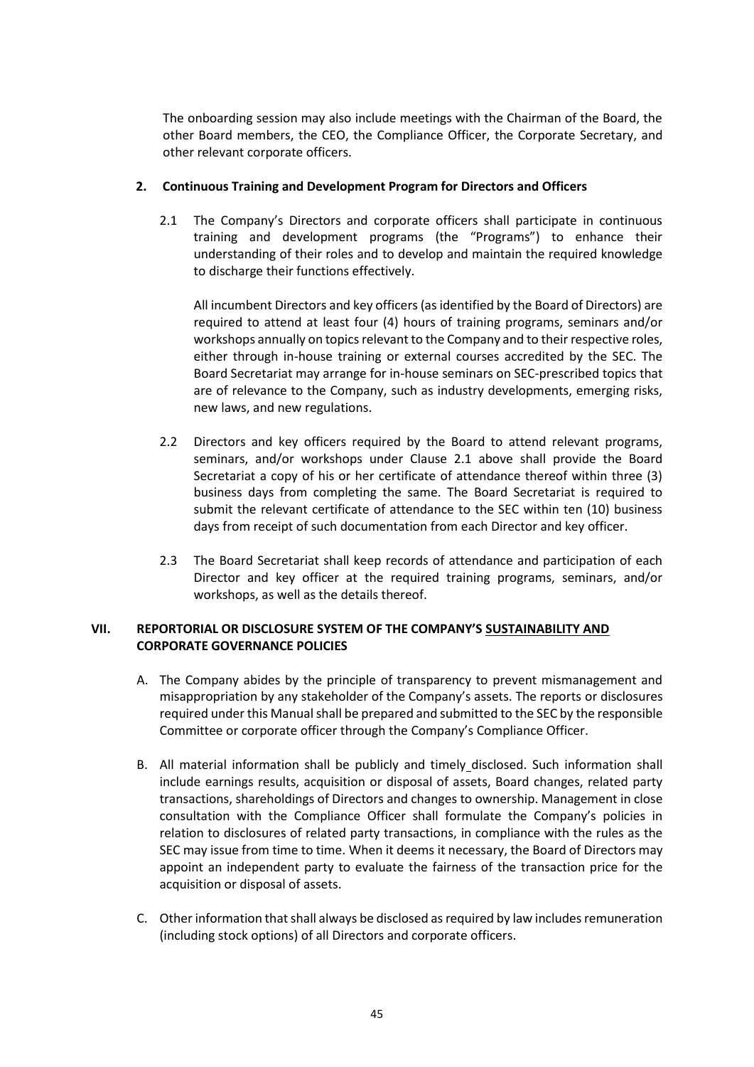The onboarding session may also include meetings with the Chairman of the Board, the other Board members, the CEO, the Compliance Officer, the Corporate Secretary, and other relevant corporate officers.

**2. Continuous Training and Development Program for Directors and Officers**

2.1 The Company's Directors and corporate officers shall participate in continuous training and development programs (the "Programs") to enhance their understanding of their roles and to develop and maintain the required knowledge to discharge their functions effectively.

All incumbent Directors and key officers (as identified by the Board of Directors) are required to attend at least four (4) hours of training programs, seminars and/or workshops annually on topics relevant to the Company and to their respective roles, either through in-house training or external courses accredited by the SEC. The Board Secretariat may arrange for in-house seminars on SEC-prescribed topics that are of relevance to the Company, such as industry developments, emerging risks, new laws, and new regulations.

2.2 Directors and key officers required by the Board to attend relevant programs, seminars, and/or workshops under Clause 2.1 above shall provide the Board Secretariat a copy of his or her certificate of attendance thereof within three (3) business days from completing the same. The Board Secretariat is required to submit the relevant certificate of attendance to the SEC within ten (10) business days from receipt of such documentation from each Director and key officer.

2.3 The Board Secretariat shall keep records of attendance and participation of each Director and key officer at the required training programs, seminars, and/or workshops, as well as the details thereof.

## VII. REPORTORIAL OR DISCLOSURE SYSTEM OF THE COMPANY'S SUSTAINABILITY AND CORPORATE GOVERNANCE POLICIES

A. The Company abides by the principle of transparency to prevent mismanagement and misappropriation by any stakeholder of the Company's assets. The reports or disclosures required under this Manual shall be prepared and submitted to the SEC by the responsible Committee or corporate officer through the Company's Compliance Officer.

B. All material information shall be publicly and timely disclosed. Such information shall include earnings results, acquisition or disposal of assets, Board changes, related party transactions, shareholdings of Directors and changes to ownership. Management in close consultation with the Compliance Officer shall formulate the Company's policies in relation to disclosures of related party transactions, in compliance with the rules as the SEC may issue from time to time. When it deems it necessary, the Board of Directors may appoint an independent party to evaluate the fairness of the transaction price for the acquisition or disposal of assets.

C. Other information that shall always be disclosed as required by law includes remuneration (including stock options) of all Directors and corporate officers.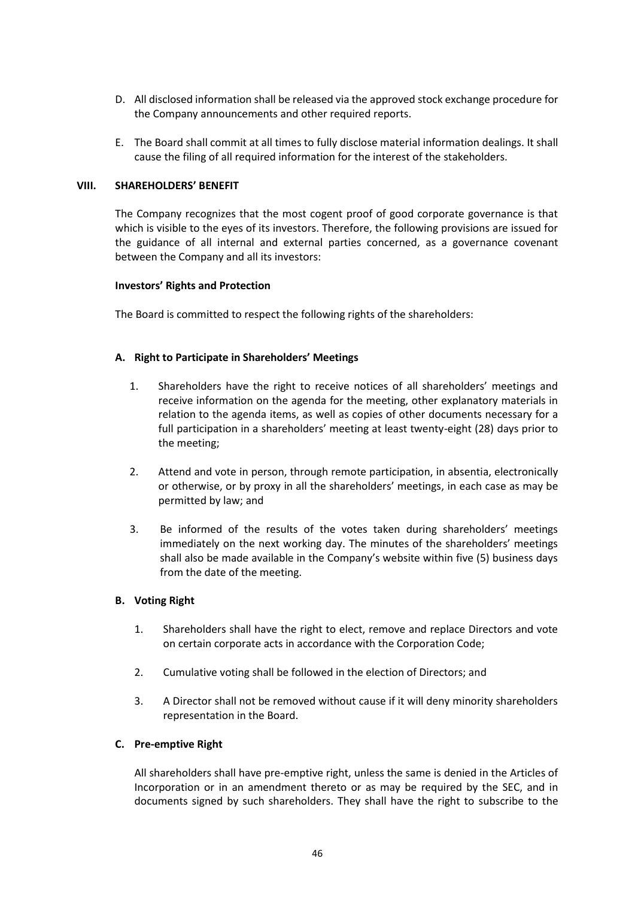D. All disclosed information shall be released via the approved stock exchange procedure for the Company announcements and other required reports.

E. The Board shall commit at all times to fully disclose material information dealings. It shall cause the filing of all required information for the interest of the stakeholders.

## VIII. SHAREHOLDERS' BENEFIT

The Company recognizes that the most cogent proof of good corporate governance is that which is visible to the eyes of its investors. Therefore, the following provisions are issued for the guidance of all internal and external parties concerned, as a governance covenant between the Company and all its investors:

**Investors' Rights and Protection**

The Board is committed to respect the following rights of the shareholders:

### A. Right to Participate in Shareholders' Meetings

1. Shareholders have the right to receive notices of all shareholders' meetings and receive information on the agenda for the meeting, other explanatory materials in relation to the agenda items, as well as copies of other documents necessary for a full participation in a shareholders' meeting at least twenty-eight (28) days prior to the meeting;

2. Attend and vote in person, through remote participation, in absentia, electronically or otherwise, or by proxy in all the shareholders' meetings, in each case as may be permitted by law; and

3. Be informed of the results of the votes taken during shareholders' meetings immediately on the next working day. The minutes of the shareholders' meetings shall also be made available in the Company's website within five (5) business days from the date of the meeting.

### B. Voting Right

1. Shareholders shall have the right to elect, remove and replace Directors and vote on certain corporate acts in accordance with the Corporation Code;

2. Cumulative voting shall be followed in the election of Directors; and

3. A Director shall not be removed without cause if it will deny minority shareholders representation in the Board.

### C. Pre-emptive Right

All shareholders shall have pre-emptive right, unless the same is denied in the Articles of Incorporation or in an amendment thereto or as may be required by the SEC, and in documents signed by such shareholders. They shall have the right to subscribe to the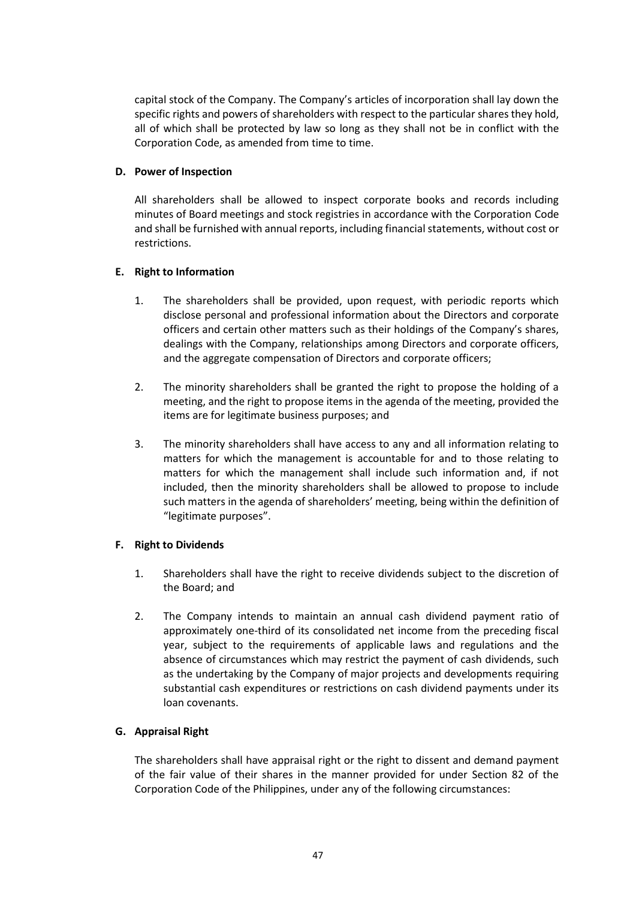capital stock of the Company. The Company's articles of incorporation shall lay down the specific rights and powers of shareholders with respect to the particular shares they hold, all of which shall be protected by law so long as they shall not be in conflict with the Corporation Code, as amended from time to time.

**D. Power of Inspection**

All shareholders shall be allowed to inspect corporate books and records including minutes of Board meetings and stock registries in accordance with the Corporation Code and shall be furnished with annual reports, including financial statements, without cost or restrictions.

**E. Right to Information**

1. The shareholders shall be provided, upon request, with periodic reports which disclose personal and professional information about the Directors and corporate officers and certain other matters such as their holdings of the Company's shares, dealings with the Company, relationships among Directors and corporate officers, and the aggregate compensation of Directors and corporate officers;

2. The minority shareholders shall be granted the right to propose the holding of a meeting, and the right to propose items in the agenda of the meeting, provided the items are for legitimate business purposes; and

3. The minority shareholders shall have access to any and all information relating to matters for which the management is accountable for and to those relating to matters for which the management shall include such information and, if not included, then the minority shareholders shall be allowed to propose to include such matters in the agenda of shareholders' meeting, being within the definition of "legitimate purposes".

**F. Right to Dividends**

1. Shareholders shall have the right to receive dividends subject to the discretion of the Board; and

2. The Company intends to maintain an annual cash dividend payment ratio of approximately one-third of its consolidated net income from the preceding fiscal year, subject to the requirements of applicable laws and regulations and the absence of circumstances which may restrict the payment of cash dividends, such as the undertaking by the Company of major projects and developments requiring substantial cash expenditures or restrictions on cash dividend payments under its loan covenants.

**G. Appraisal Right**

The shareholders shall have appraisal right or the right to dissent and demand payment of the fair value of their shares in the manner provided for under Section 82 of the Corporation Code of the Philippines, under any of the following circumstances: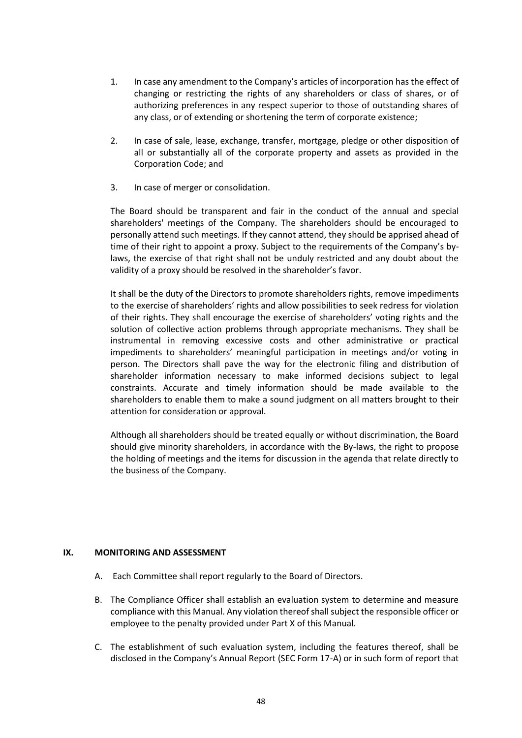1. In case any amendment to the Company's articles of incorporation has the effect of changing or restricting the rights of any shareholders or class of shares, or of authorizing preferences in any respect superior to those of outstanding shares of any class, or of extending or shortening the term of corporate existence;

2. In case of sale, lease, exchange, transfer, mortgage, pledge or other disposition of all or substantially all of the corporate property and assets as provided in the Corporation Code; and

3. In case of merger or consolidation.

The Board should be transparent and fair in the conduct of the annual and special shareholders' meetings of the Company. The shareholders should be encouraged to personally attend such meetings. If they cannot attend, they should be apprised ahead of time of their right to appoint a proxy. Subject to the requirements of the Company's by-laws, the exercise of that right shall not be unduly restricted and any doubt about the validity of a proxy should be resolved in the shareholder's favor.

It shall be the duty of the Directors to promote shareholders rights, remove impediments to the exercise of shareholders' rights and allow possibilities to seek redress for violation of their rights. They shall encourage the exercise of shareholders' voting rights and the solution of collective action problems through appropriate mechanisms. They shall be instrumental in removing excessive costs and other administrative or practical impediments to shareholders' meaningful participation in meetings and/or voting in person. The Directors shall pave the way for the electronic filing and distribution of shareholder information necessary to make informed decisions subject to legal constraints. Accurate and timely information should be made available to the shareholders to enable them to make a sound judgment on all matters brought to their attention for consideration or approval.

Although all shareholders should be treated equally or without discrimination, the Board should give minority shareholders, in accordance with the By-laws, the right to propose the holding of meetings and the items for discussion in the agenda that relate directly to the business of the Company.

## IX. MONITORING AND ASSESSMENT

A. Each Committee shall report regularly to the Board of Directors.

B. The Compliance Officer shall establish an evaluation system to determine and measure compliance with this Manual. Any violation thereof shall subject the responsible officer or employee to the penalty provided under Part X of this Manual.

C. The establishment of such evaluation system, including the features thereof, shall be disclosed in the Company's Annual Report (SEC Form 17-A) or in such form of report that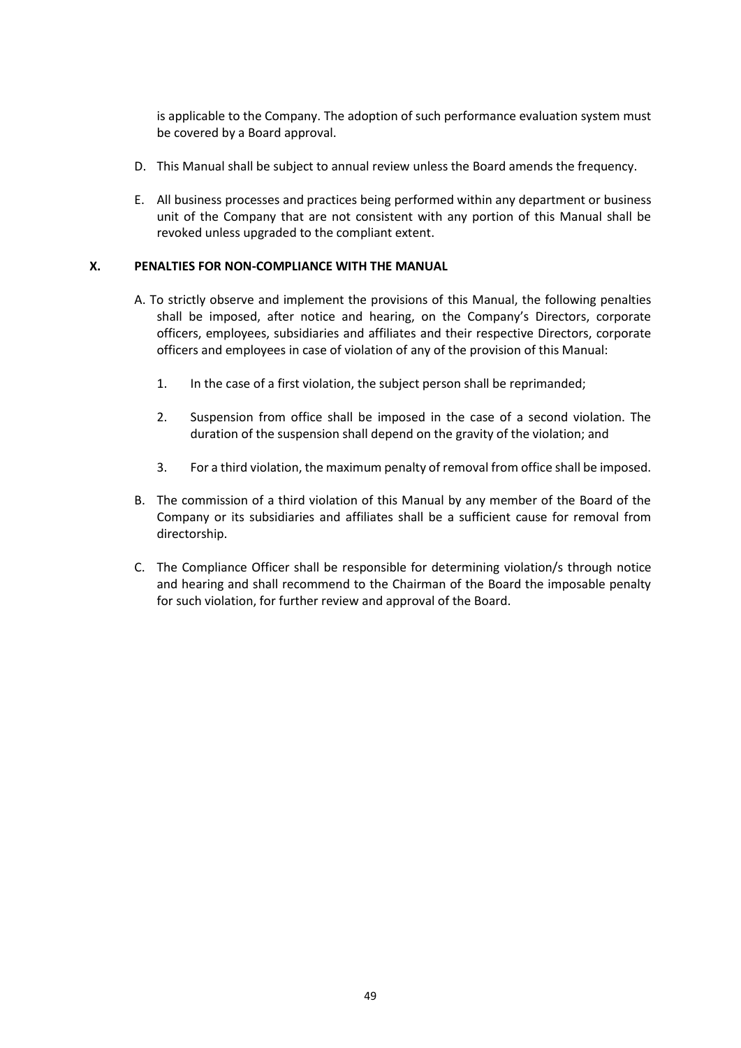is applicable to the Company. The adoption of such performance evaluation system must be covered by a Board approval.

D. This Manual shall be subject to annual review unless the Board amends the frequency.

E. All business processes and practices being performed within any department or business unit of the Company that are not consistent with any portion of this Manual shall be revoked unless upgraded to the compliant extent.

## X. PENALTIES FOR NON-COMPLIANCE WITH THE MANUAL

A. To strictly observe and implement the provisions of this Manual, the following penalties shall be imposed, after notice and hearing, on the Company's Directors, corporate officers, employees, subsidiaries and affiliates and their respective Directors, corporate officers and employees in case of violation of any of the provision of this Manual:

1. In the case of a first violation, the subject person shall be reprimanded;

2. Suspension from office shall be imposed in the case of a second violation. The duration of the suspension shall depend on the gravity of the violation; and

3. For a third violation, the maximum penalty of removal from office shall be imposed.

B. The commission of a third violation of this Manual by any member of the Board of the Company or its subsidiaries and affiliates shall be a sufficient cause for removal from directorship.

C. The Compliance Officer shall be responsible for determining violation/s through notice and hearing and shall recommend to the Chairman of the Board the imposable penalty for such violation, for further review and approval of the Board.